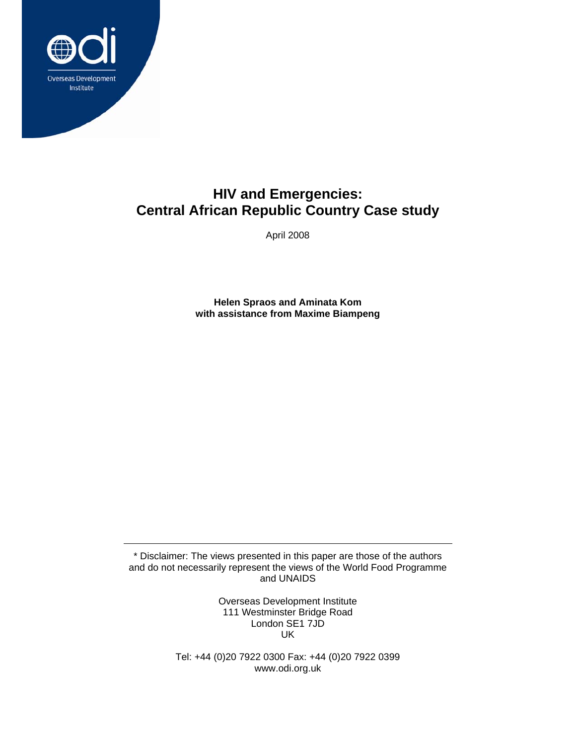Overseas Development Institute

# HIV and Emergencies: Central African Republic Country Case study

April 2008

**Helen Spraos and Aminata Kom**
**with assistance from Maxime Biampeng**

---

* Disclaimer: The views presented in this paper are those of the authors and do not necessarily represent the views of the World Food Programme and UNAIDS

Overseas Development Institute
111 Westminster Bridge Road
London SE1 7JD
UK

Tel: +44 (0)20 7922 0300 Fax: +44 (0)20 7922 0399
www.odi.org.uk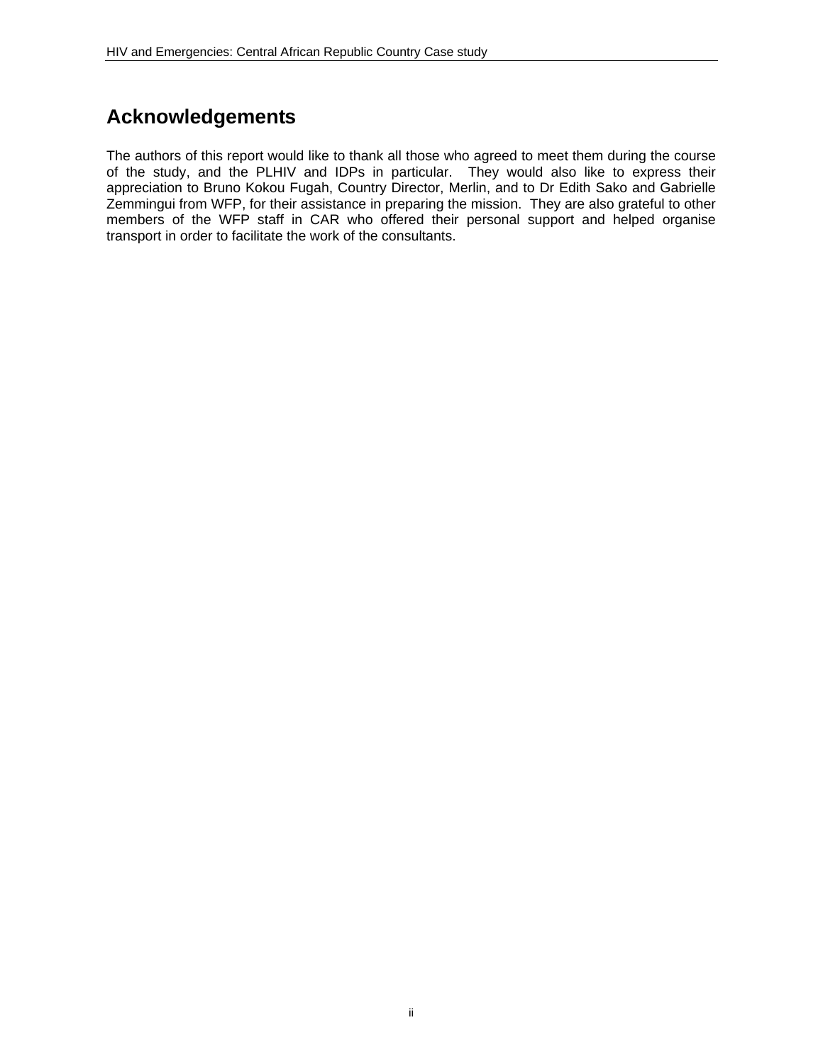# Acknowledgements

The authors of this report would like to thank all those who agreed to meet them during the course of the study, and the PLHIV and IDPs in particular. They would also like to express their appreciation to Bruno Kokou Fugah, Country Director, Merlin, and to Dr Edith Sako and Gabrielle Zemmingui from WFP, for their assistance in preparing the mission. They are also grateful to other members of the WFP staff in CAR who offered their personal support and helped organise transport in order to facilitate the work of the consultants.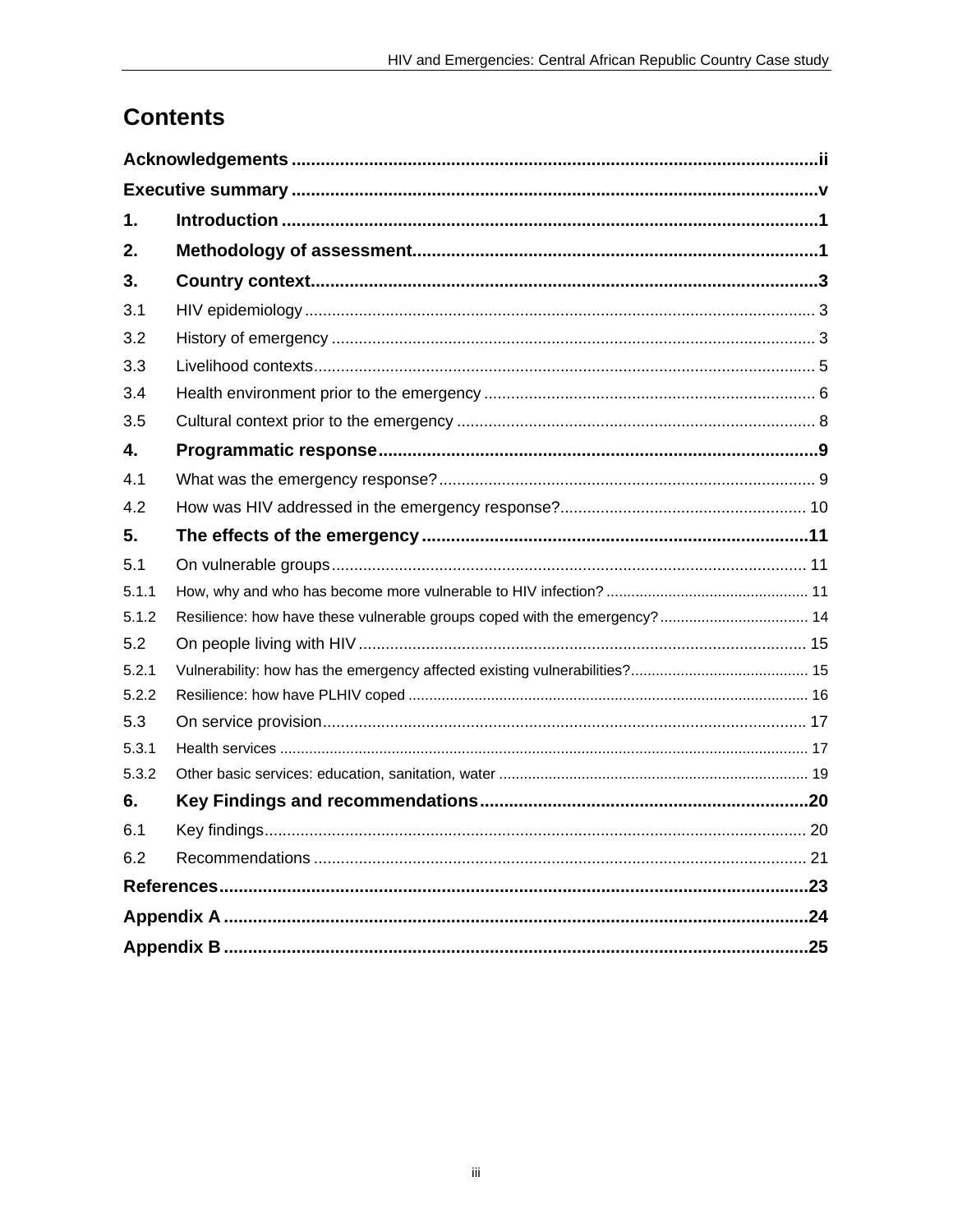# Contents

**Acknowledgements** ........ ii

**Executive summary** ........ v

**1. Introduction** ........ 1

**2. Methodology of assessment** ........ 1

**3. Country context** ........ 3

3.1 HIV epidemiology ........ 3

3.2 History of emergency ........ 3

3.3 Livelihood contexts ........ 5

3.4 Health environment prior to the emergency ........ 6

3.5 Cultural context prior to the emergency ........ 8

**4. Programmatic response** ........ 9

4.1 What was the emergency response? ........ 9

4.2 How was HIV addressed in the emergency response? ........ 10

**5. The effects of the emergency** ........ 11

5.1 On vulnerable groups ........ 11

5.1.1 How, why and who has become more vulnerable to HIV infection? ........ 11

5.1.2 Resilience: how have these vulnerable groups coped with the emergency? ........ 14

5.2 On people living with HIV ........ 15

5.2.1 Vulnerability: how has the emergency affected existing vulnerabilities? ........ 15

5.2.2 Resilience: how have PLHIV coped ........ 16

5.3 On service provision ........ 17

5.3.1 Health services ........ 17

5.3.2 Other basic services: education, sanitation, water ........ 19

**6. Key Findings and recommendations** ........ 20

6.1 Key findings ........ 20

6.2 Recommendations ........ 21

**References** ........ 23

**Appendix A** ........ 24

**Appendix B** ........ 25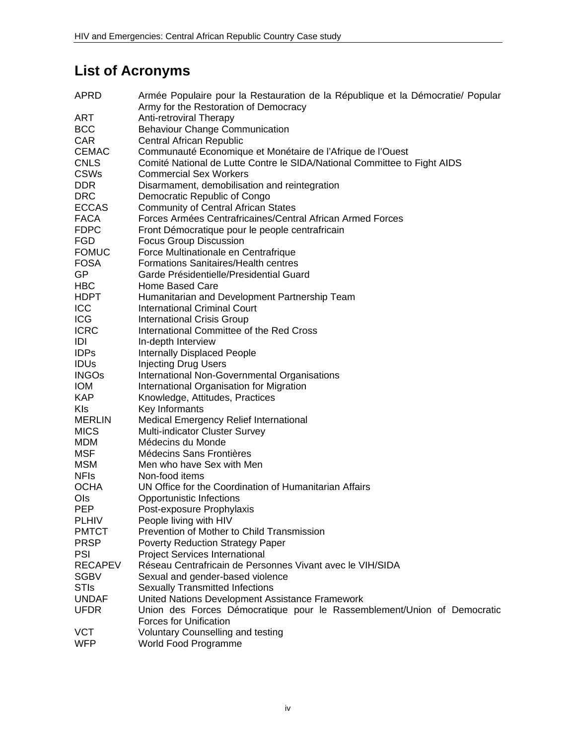## List of Acronyms

| | |
|---|---|
| APRD | Armée Populaire pour la Restauration de la République et la Démocratie/ Popular Army for the Restoration of Democracy |
| ART | Anti-retroviral Therapy |
| BCC | Behaviour Change Communication |
| CAR | Central African Republic |
| CEMAC | Communauté Economique et Monétaire de l'Afrique de l'Ouest |
| CNLS | Comité National de Lutte Contre le SIDA/National Committee to Fight AIDS |
| CSWs | Commercial Sex Workers |
| DDR | Disarmament, demobilisation and reintegration |
| DRC | Democratic Republic of Congo |
| ECCAS | Community of Central African States |
| FACA | Forces Armées Centrafricaines/Central African Armed Forces |
| FDPC | Front Démocratique pour le people centrafricain |
| FGD | Focus Group Discussion |
| FOMUC | Force Multinationale en Centrafrique |
| FOSA | Formations Sanitaires/Health centres |
| GP | Garde Présidentielle/Presidential Guard |
| HBC | Home Based Care |
| HDPT | Humanitarian and Development Partnership Team |
| ICC | International Criminal Court |
| ICG | International Crisis Group |
| ICRC | International Committee of the Red Cross |
| IDI | In-depth Interview |
| IDPs | Internally Displaced People |
| IDUs | Injecting Drug Users |
| INGOs | International Non-Governmental Organisations |
| IOM | International Organisation for Migration |
| KAP | Knowledge, Attitudes, Practices |
| KIs | Key Informants |
| MERLIN | Medical Emergency Relief International |
| MICS | Multi-indicator Cluster Survey |
| MDM | Médecins du Monde |
| MSF | Médecins Sans Frontières |
| MSM | Men who have Sex with Men |
| NFIs | Non-food items |
| OCHA | UN Office for the Coordination of Humanitarian Affairs |
| OIs | Opportunistic Infections |
| PEP | Post-exposure Prophylaxis |
| PLHIV | People living with HIV |
| PMTCT | Prevention of Mother to Child Transmission |
| PRSP | Poverty Reduction Strategy Paper |
| PSI | Project Services International |
| RECAPEV | Réseau Centrafricain de Personnes Vivant avec le VIH/SIDA |
| SGBV | Sexual and gender-based violence |
| STIs | Sexually Transmitted Infections |
| UNDAF | United Nations Development Assistance Framework |
| UFDR | Union des Forces Démocratique pour le Rassemblement/Union of Democratic Forces for Unification |
| VCT | Voluntary Counselling and testing |
| WFP | World Food Programme |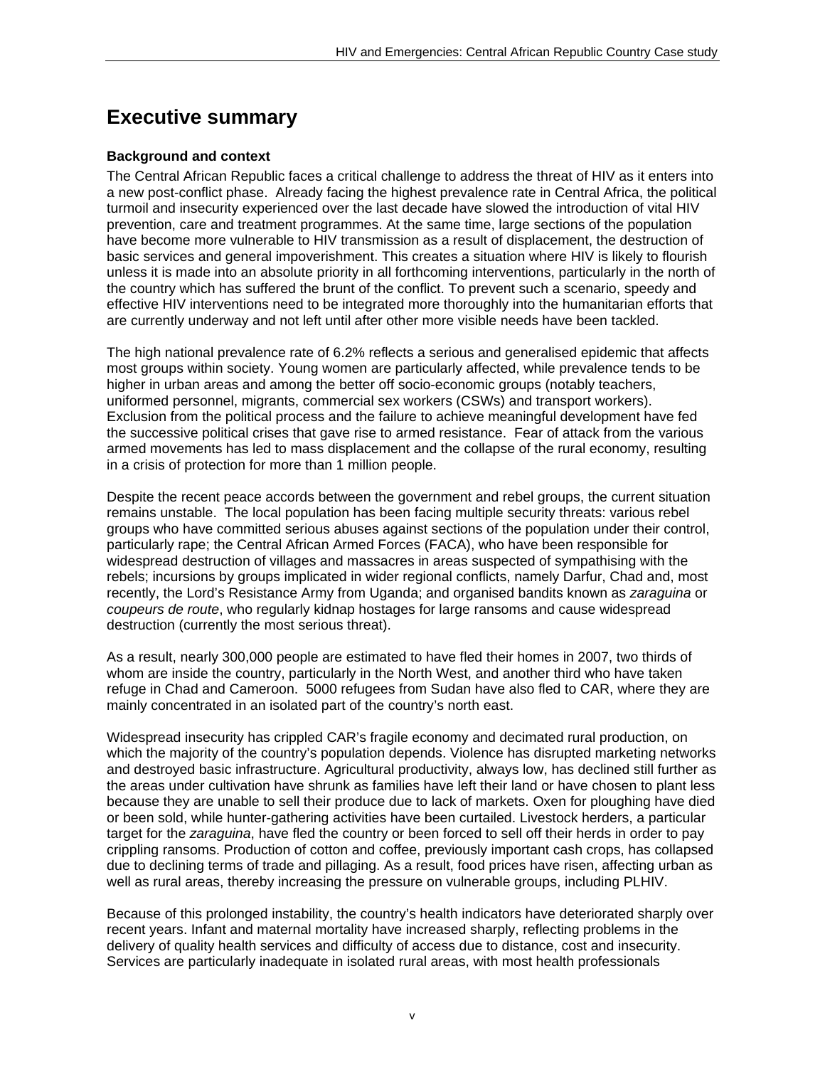# Executive summary

### Background and context

The Central African Republic faces a critical challenge to address the threat of HIV as it enters into a new post-conflict phase. Already facing the highest prevalence rate in Central Africa, the political turmoil and insecurity experienced over the last decade have slowed the introduction of vital HIV prevention, care and treatment programmes. At the same time, large sections of the population have become more vulnerable to HIV transmission as a result of displacement, the destruction of basic services and general impoverishment. This creates a situation where HIV is likely to flourish unless it is made into an absolute priority in all forthcoming interventions, particularly in the north of the country which has suffered the brunt of the conflict. To prevent such a scenario, speedy and effective HIV interventions need to be integrated more thoroughly into the humanitarian efforts that are currently underway and not left until after other more visible needs have been tackled.

The high national prevalence rate of 6.2% reflects a serious and generalised epidemic that affects most groups within society. Young women are particularly affected, while prevalence tends to be higher in urban areas and among the better off socio-economic groups (notably teachers, uniformed personnel, migrants, commercial sex workers (CSWs) and transport workers). Exclusion from the political process and the failure to achieve meaningful development have fed the successive political crises that gave rise to armed resistance. Fear of attack from the various armed movements has led to mass displacement and the collapse of the rural economy, resulting in a crisis of protection for more than 1 million people.

Despite the recent peace accords between the government and rebel groups, the current situation remains unstable. The local population has been facing multiple security threats: various rebel groups who have committed serious abuses against sections of the population under their control, particularly rape; the Central African Armed Forces (FACA), who have been responsible for widespread destruction of villages and massacres in areas suspected of sympathising with the rebels; incursions by groups implicated in wider regional conflicts, namely Darfur, Chad and, most recently, the Lord's Resistance Army from Uganda; and organised bandits known as *zaraguina* or *coupeurs de route*, who regularly kidnap hostages for large ransoms and cause widespread destruction (currently the most serious threat).

As a result, nearly 300,000 people are estimated to have fled their homes in 2007, two thirds of whom are inside the country, particularly in the North West, and another third who have taken refuge in Chad and Cameroon. 5000 refugees from Sudan have also fled to CAR, where they are mainly concentrated in an isolated part of the country's north east.

Widespread insecurity has crippled CAR's fragile economy and decimated rural production, on which the majority of the country's population depends. Violence has disrupted marketing networks and destroyed basic infrastructure. Agricultural productivity, always low, has declined still further as the areas under cultivation have shrunk as families have left their land or have chosen to plant less because they are unable to sell their produce due to lack of markets. Oxen for ploughing have died or been sold, while hunter-gathering activities have been curtailed. Livestock herders, a particular target for the *zaraguina*, have fled the country or been forced to sell off their herds in order to pay crippling ransoms. Production of cotton and coffee, previously important cash crops, has collapsed due to declining terms of trade and pillaging. As a result, food prices have risen, affecting urban as well as rural areas, thereby increasing the pressure on vulnerable groups, including PLHIV.

Because of this prolonged instability, the country's health indicators have deteriorated sharply over recent years. Infant and maternal mortality have increased sharply, reflecting problems in the delivery of quality health services and difficulty of access due to distance, cost and insecurity. Services are particularly inadequate in isolated rural areas, with most health professionals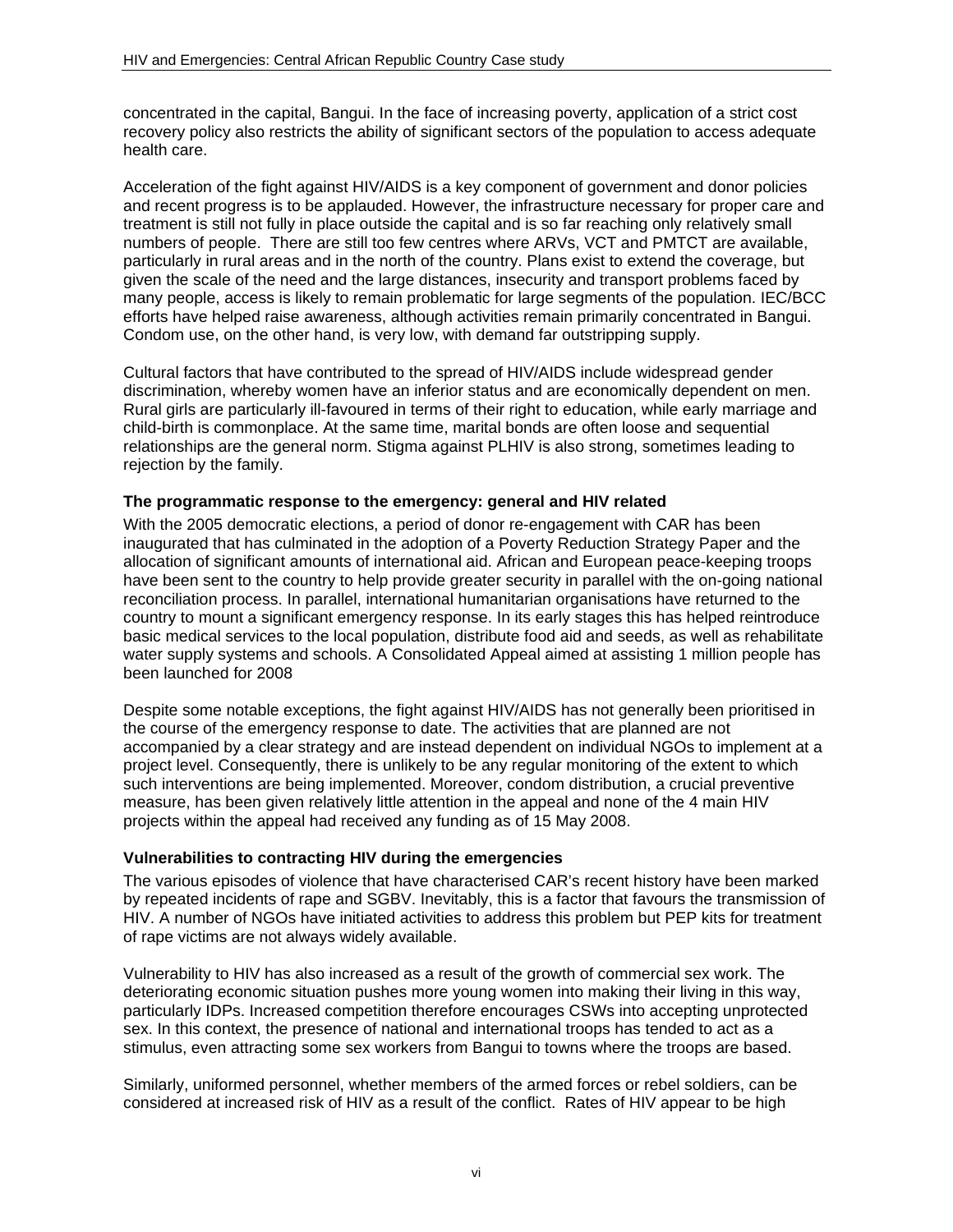concentrated in the capital, Bangui. In the face of increasing poverty, application of a strict cost recovery policy also restricts the ability of significant sectors of the population to access adequate health care.

Acceleration of the fight against HIV/AIDS is a key component of government and donor policies and recent progress is to be applauded. However, the infrastructure necessary for proper care and treatment is still not fully in place outside the capital and is so far reaching only relatively small numbers of people. There are still too few centres where ARVs, VCT and PMTCT are available, particularly in rural areas and in the north of the country. Plans exist to extend the coverage, but given the scale of the need and the large distances, insecurity and transport problems faced by many people, access is likely to remain problematic for large segments of the population. IEC/BCC efforts have helped raise awareness, although activities remain primarily concentrated in Bangui. Condom use, on the other hand, is very low, with demand far outstripping supply.

Cultural factors that have contributed to the spread of HIV/AIDS include widespread gender discrimination, whereby women have an inferior status and are economically dependent on men. Rural girls are particularly ill-favoured in terms of their right to education, while early marriage and child-birth is commonplace. At the same time, marital bonds are often loose and sequential relationships are the general norm. Stigma against PLHIV is also strong, sometimes leading to rejection by the family.

**The programmatic response to the emergency: general and HIV related**

With the 2005 democratic elections, a period of donor re-engagement with CAR has been inaugurated that has culminated in the adoption of a Poverty Reduction Strategy Paper and the allocation of significant amounts of international aid. African and European peace-keeping troops have been sent to the country to help provide greater security in parallel with the on-going national reconciliation process. In parallel, international humanitarian organisations have returned to the country to mount a significant emergency response. In its early stages this has helped reintroduce basic medical services to the local population, distribute food aid and seeds, as well as rehabilitate water supply systems and schools. A Consolidated Appeal aimed at assisting 1 million people has been launched for 2008

Despite some notable exceptions, the fight against HIV/AIDS has not generally been prioritised in the course of the emergency response to date. The activities that are planned are not accompanied by a clear strategy and are instead dependent on individual NGOs to implement at a project level. Consequently, there is unlikely to be any regular monitoring of the extent to which such interventions are being implemented. Moreover, condom distribution, a crucial preventive measure, has been given relatively little attention in the appeal and none of the 4 main HIV projects within the appeal had received any funding as of 15 May 2008.

**Vulnerabilities to contracting HIV during the emergencies**

The various episodes of violence that have characterised CAR's recent history have been marked by repeated incidents of rape and SGBV. Inevitably, this is a factor that favours the transmission of HIV. A number of NGOs have initiated activities to address this problem but PEP kits for treatment of rape victims are not always widely available.

Vulnerability to HIV has also increased as a result of the growth of commercial sex work. The deteriorating economic situation pushes more young women into making their living in this way, particularly IDPs. Increased competition therefore encourages CSWs into accepting unprotected sex. In this context, the presence of national and international troops has tended to act as a stimulus, even attracting some sex workers from Bangui to towns where the troops are based.

Similarly, uniformed personnel, whether members of the armed forces or rebel soldiers, can be considered at increased risk of HIV as a result of the conflict. Rates of HIV appear to be high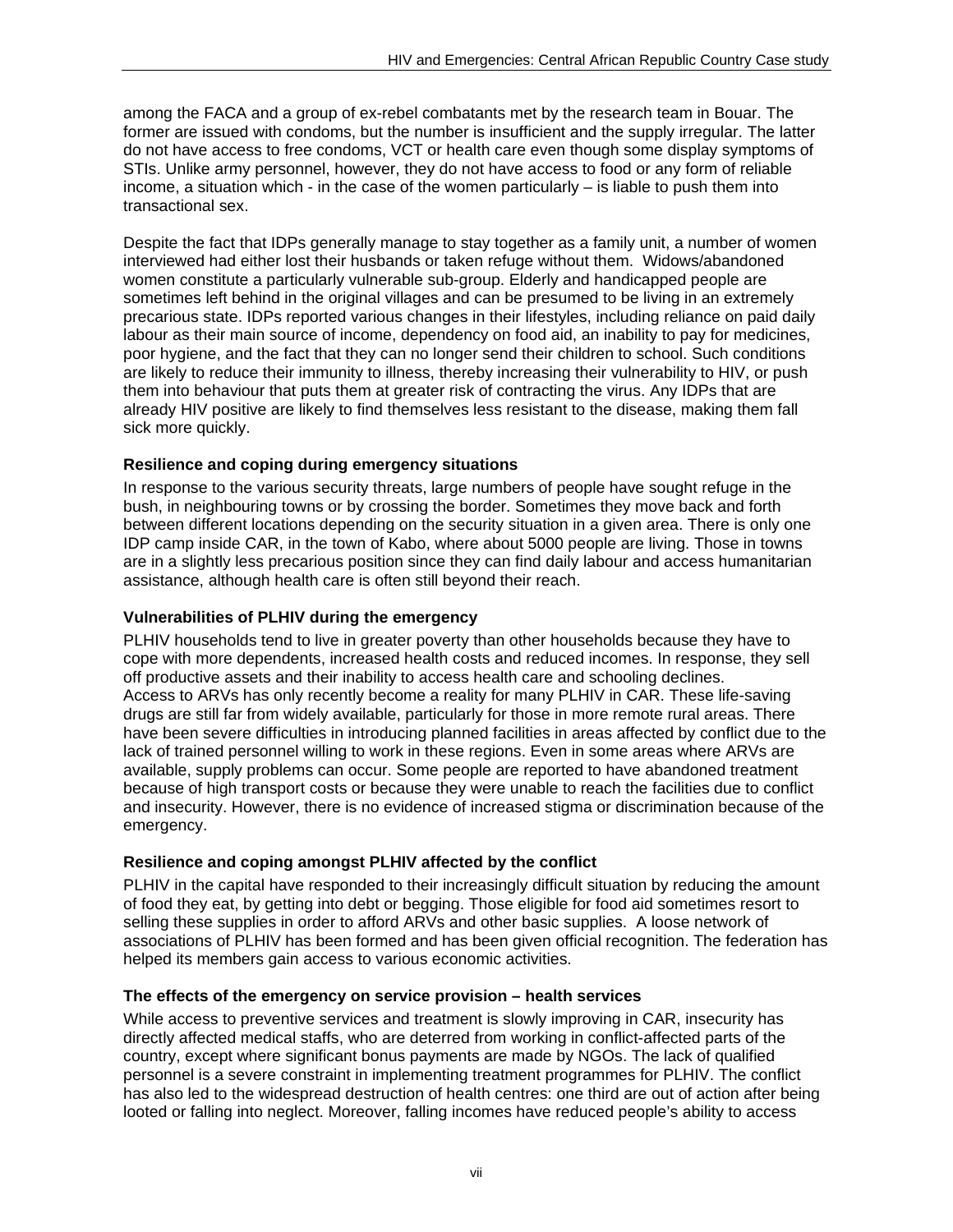among the FACA and a group of ex-rebel combatants met by the research team in Bouar. The former are issued with condoms, but the number is insufficient and the supply irregular. The latter do not have access to free condoms, VCT or health care even though some display symptoms of STIs. Unlike army personnel, however, they do not have access to food or any form of reliable income, a situation which - in the case of the women particularly – is liable to push them into transactional sex.

Despite the fact that IDPs generally manage to stay together as a family unit, a number of women interviewed had either lost their husbands or taken refuge without them. Widows/abandoned women constitute a particularly vulnerable sub-group. Elderly and handicapped people are sometimes left behind in the original villages and can be presumed to be living in an extremely precarious state. IDPs reported various changes in their lifestyles, including reliance on paid daily labour as their main source of income, dependency on food aid, an inability to pay for medicines, poor hygiene, and the fact that they can no longer send their children to school. Such conditions are likely to reduce their immunity to illness, thereby increasing their vulnerability to HIV, or push them into behaviour that puts them at greater risk of contracting the virus. Any IDPs that are already HIV positive are likely to find themselves less resistant to the disease, making them fall sick more quickly.

**Resilience and coping during emergency situations**

In response to the various security threats, large numbers of people have sought refuge in the bush, in neighbouring towns or by crossing the border. Sometimes they move back and forth between different locations depending on the security situation in a given area. There is only one IDP camp inside CAR, in the town of Kabo, where about 5000 people are living. Those in towns are in a slightly less precarious position since they can find daily labour and access humanitarian assistance, although health care is often still beyond their reach.

**Vulnerabilities of PLHIV during the emergency**

PLHIV households tend to live in greater poverty than other households because they have to cope with more dependents, increased health costs and reduced incomes. In response, they sell off productive assets and their inability to access health care and schooling declines.
Access to ARVs has only recently become a reality for many PLHIV in CAR. These life-saving drugs are still far from widely available, particularly for those in more remote rural areas. There have been severe difficulties in introducing planned facilities in areas affected by conflict due to the lack of trained personnel willing to work in these regions. Even in some areas where ARVs are available, supply problems can occur. Some people are reported to have abandoned treatment because of high transport costs or because they were unable to reach the facilities due to conflict and insecurity. However, there is no evidence of increased stigma or discrimination because of the emergency.

**Resilience and coping amongst PLHIV affected by the conflict**

PLHIV in the capital have responded to their increasingly difficult situation by reducing the amount of food they eat, by getting into debt or begging. Those eligible for food aid sometimes resort to selling these supplies in order to afford ARVs and other basic supplies. A loose network of associations of PLHIV has been formed and has been given official recognition. The federation has helped its members gain access to various economic activities.

**The effects of the emergency on service provision – health services**

While access to preventive services and treatment is slowly improving in CAR, insecurity has directly affected medical staffs, who are deterred from working in conflict-affected parts of the country, except where significant bonus payments are made by NGOs. The lack of qualified personnel is a severe constraint in implementing treatment programmes for PLHIV. The conflict has also led to the widespread destruction of health centres: one third are out of action after being looted or falling into neglect. Moreover, falling incomes have reduced people's ability to access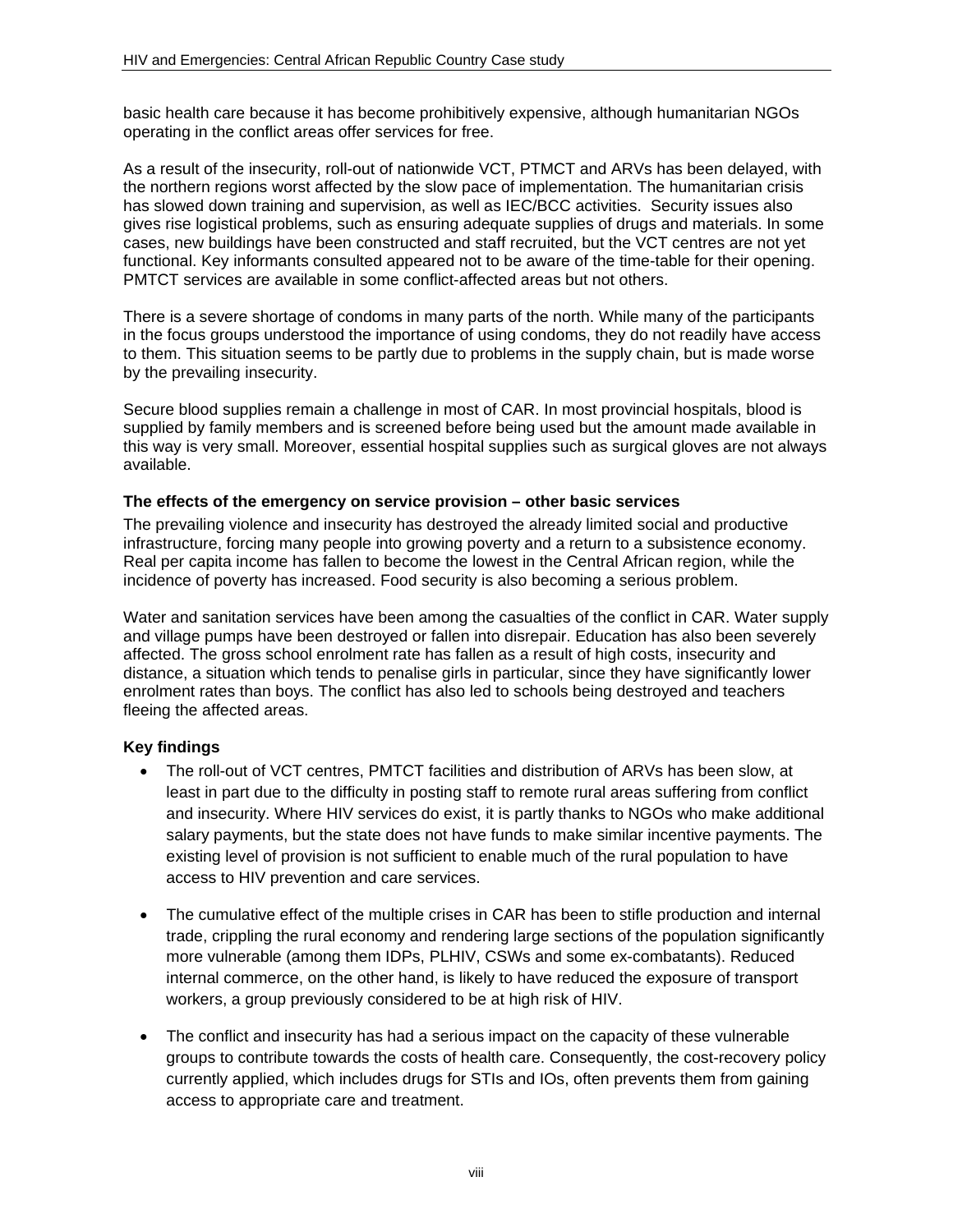basic health care because it has become prohibitively expensive, although humanitarian NGOs operating in the conflict areas offer services for free.

As a result of the insecurity, roll-out of nationwide VCT, PTMCT and ARVs has been delayed, with the northern regions worst affected by the slow pace of implementation. The humanitarian crisis has slowed down training and supervision, as well as IEC/BCC activities. Security issues also gives rise logistical problems, such as ensuring adequate supplies of drugs and materials. In some cases, new buildings have been constructed and staff recruited, but the VCT centres are not yet functional. Key informants consulted appeared not to be aware of the time-table for their opening. PMTCT services are available in some conflict-affected areas but not others.

There is a severe shortage of condoms in many parts of the north. While many of the participants in the focus groups understood the importance of using condoms, they do not readily have access to them. This situation seems to be partly due to problems in the supply chain, but is made worse by the prevailing insecurity.

Secure blood supplies remain a challenge in most of CAR. In most provincial hospitals, blood is supplied by family members and is screened before being used but the amount made available in this way is very small. Moreover, essential hospital supplies such as surgical gloves are not always available.

**The effects of the emergency on service provision – other basic services**

The prevailing violence and insecurity has destroyed the already limited social and productive infrastructure, forcing many people into growing poverty and a return to a subsistence economy. Real per capita income has fallen to become the lowest in the Central African region, while the incidence of poverty has increased. Food security is also becoming a serious problem.

Water and sanitation services have been among the casualties of the conflict in CAR. Water supply and village pumps have been destroyed or fallen into disrepair. Education has also been severely affected. The gross school enrolment rate has fallen as a result of high costs, insecurity and distance, a situation which tends to penalise girls in particular, since they have significantly lower enrolment rates than boys. The conflict has also led to schools being destroyed and teachers fleeing the affected areas.

**Key findings**

- The roll-out of VCT centres, PMTCT facilities and distribution of ARVs has been slow, at least in part due to the difficulty in posting staff to remote rural areas suffering from conflict and insecurity. Where HIV services do exist, it is partly thanks to NGOs who make additional salary payments, but the state does not have funds to make similar incentive payments. The existing level of provision is not sufficient to enable much of the rural population to have access to HIV prevention and care services.

- The cumulative effect of the multiple crises in CAR has been to stifle production and internal trade, crippling the rural economy and rendering large sections of the population significantly more vulnerable (among them IDPs, PLHIV, CSWs and some ex-combatants). Reduced internal commerce, on the other hand, is likely to have reduced the exposure of transport workers, a group previously considered to be at high risk of HIV.

- The conflict and insecurity has had a serious impact on the capacity of these vulnerable groups to contribute towards the costs of health care. Consequently, the cost-recovery policy currently applied, which includes drugs for STIs and IOs, often prevents them from gaining access to appropriate care and treatment.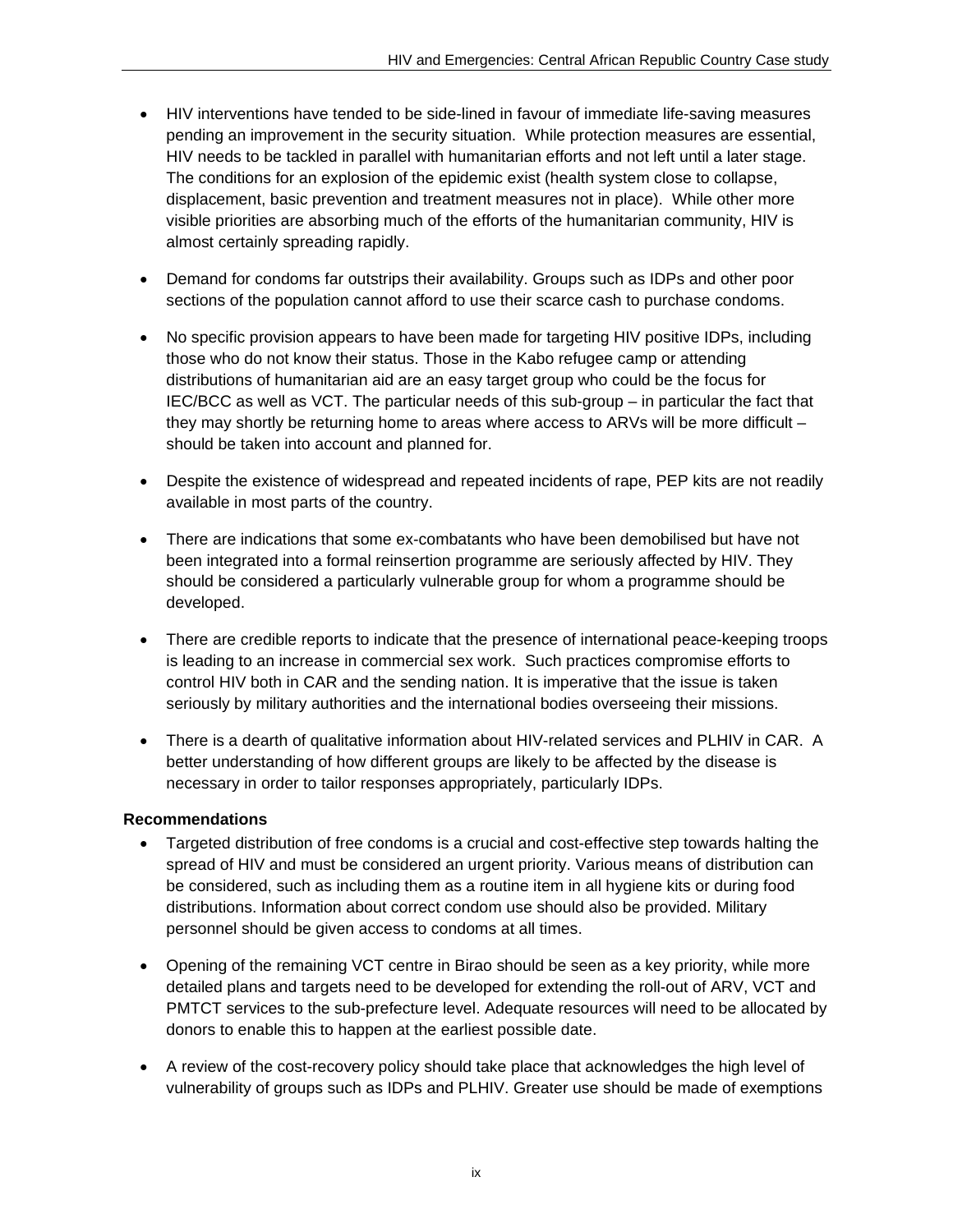- HIV interventions have tended to be side-lined in favour of immediate life-saving measures pending an improvement in the security situation. While protection measures are essential, HIV needs to be tackled in parallel with humanitarian efforts and not left until a later stage. The conditions for an explosion of the epidemic exist (health system close to collapse, displacement, basic prevention and treatment measures not in place). While other more visible priorities are absorbing much of the efforts of the humanitarian community, HIV is almost certainly spreading rapidly.

- Demand for condoms far outstrips their availability. Groups such as IDPs and other poor sections of the population cannot afford to use their scarce cash to purchase condoms.

- No specific provision appears to have been made for targeting HIV positive IDPs, including those who do not know their status. Those in the Kabo refugee camp or attending distributions of humanitarian aid are an easy target group who could be the focus for IEC/BCC as well as VCT. The particular needs of this sub-group – in particular the fact that they may shortly be returning home to areas where access to ARVs will be more difficult – should be taken into account and planned for.

- Despite the existence of widespread and repeated incidents of rape, PEP kits are not readily available in most parts of the country.

- There are indications that some ex-combatants who have been demobilised but have not been integrated into a formal reinsertion programme are seriously affected by HIV. They should be considered a particularly vulnerable group for whom a programme should be developed.

- There are credible reports to indicate that the presence of international peace-keeping troops is leading to an increase in commercial sex work. Such practices compromise efforts to control HIV both in CAR and the sending nation. It is imperative that the issue is taken seriously by military authorities and the international bodies overseeing their missions.

- There is a dearth of qualitative information about HIV-related services and PLHIV in CAR. A better understanding of how different groups are likely to be affected by the disease is necessary in order to tailor responses appropriately, particularly IDPs.

**Recommendations**

- Targeted distribution of free condoms is a crucial and cost-effective step towards halting the spread of HIV and must be considered an urgent priority. Various means of distribution can be considered, such as including them as a routine item in all hygiene kits or during food distributions. Information about correct condom use should also be provided. Military personnel should be given access to condoms at all times.

- Opening of the remaining VCT centre in Birao should be seen as a key priority, while more detailed plans and targets need to be developed for extending the roll-out of ARV, VCT and PMTCT services to the sub-prefecture level. Adequate resources will need to be allocated by donors to enable this to happen at the earliest possible date.

- A review of the cost-recovery policy should take place that acknowledges the high level of vulnerability of groups such as IDPs and PLHIV. Greater use should be made of exemptions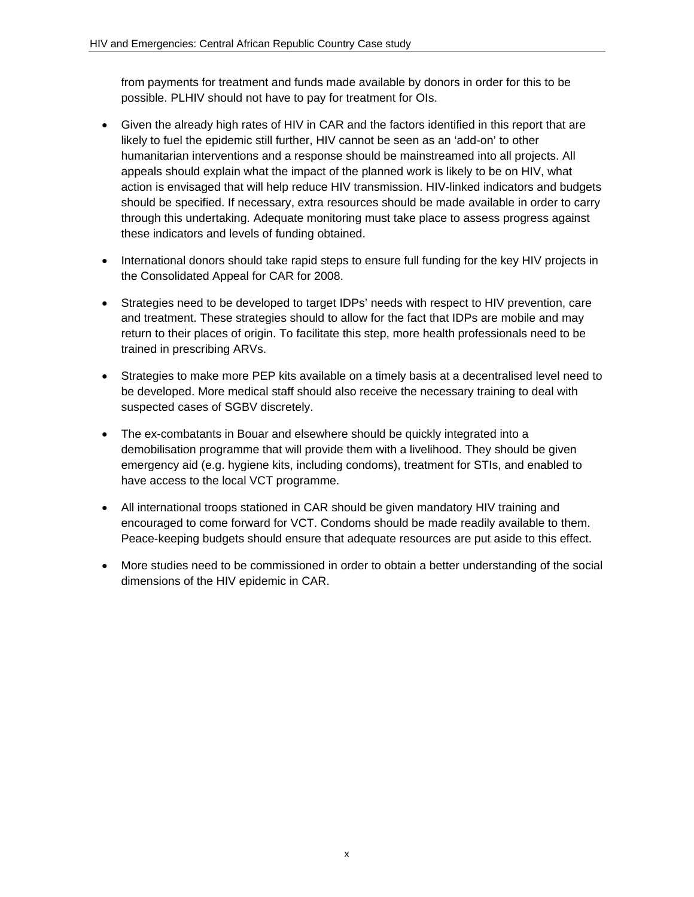from payments for treatment and funds made available by donors in order for this to be possible. PLHIV should not have to pay for treatment for OIs.

- Given the already high rates of HIV in CAR and the factors identified in this report that are likely to fuel the epidemic still further, HIV cannot be seen as an 'add-on' to other humanitarian interventions and a response should be mainstreamed into all projects. All appeals should explain what the impact of the planned work is likely to be on HIV, what action is envisaged that will help reduce HIV transmission. HIV-linked indicators and budgets should be specified. If necessary, extra resources should be made available in order to carry through this undertaking. Adequate monitoring must take place to assess progress against these indicators and levels of funding obtained.

- International donors should take rapid steps to ensure full funding for the key HIV projects in the Consolidated Appeal for CAR for 2008.

- Strategies need to be developed to target IDPs' needs with respect to HIV prevention, care and treatment. These strategies should to allow for the fact that IDPs are mobile and may return to their places of origin. To facilitate this step, more health professionals need to be trained in prescribing ARVs.

- Strategies to make more PEP kits available on a timely basis at a decentralised level need to be developed. More medical staff should also receive the necessary training to deal with suspected cases of SGBV discretely.

- The ex-combatants in Bouar and elsewhere should be quickly integrated into a demobilisation programme that will provide them with a livelihood. They should be given emergency aid (e.g. hygiene kits, including condoms), treatment for STIs, and enabled to have access to the local VCT programme.

- All international troops stationed in CAR should be given mandatory HIV training and encouraged to come forward for VCT. Condoms should be made readily available to them. Peace-keeping budgets should ensure that adequate resources are put aside to this effect.

- More studies need to be commissioned in order to obtain a better understanding of the social dimensions of the HIV epidemic in CAR.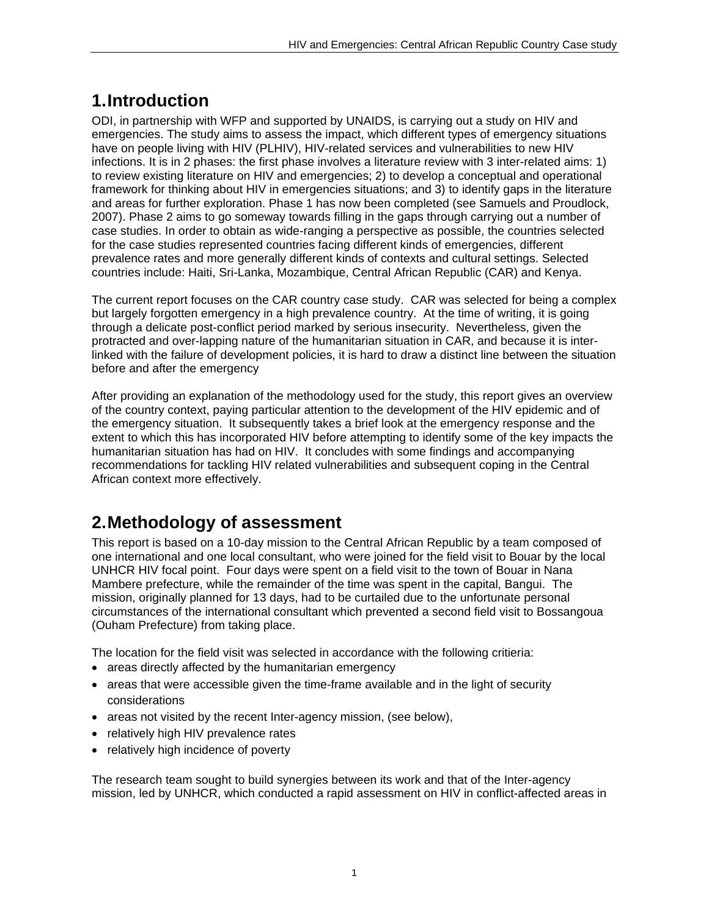# 1. Introduction

ODI, in partnership with WFP and supported by UNAIDS, is carrying out a study on HIV and emergencies. The study aims to assess the impact, which different types of emergency situations have on people living with HIV (PLHIV), HIV-related services and vulnerabilities to new HIV infections. It is in 2 phases: the first phase involves a literature review with 3 inter-related aims: 1) to review existing literature on HIV and emergencies; 2) to develop a conceptual and operational framework for thinking about HIV in emergencies situations; and 3) to identify gaps in the literature and areas for further exploration. Phase 1 has now been completed (see Samuels and Proudlock, 2007). Phase 2 aims to go someway towards filling in the gaps through carrying out a number of case studies. In order to obtain as wide-ranging a perspective as possible, the countries selected for the case studies represented countries facing different kinds of emergencies, different prevalence rates and more generally different kinds of contexts and cultural settings. Selected countries include: Haiti, Sri-Lanka, Mozambique, Central African Republic (CAR) and Kenya.

The current report focuses on the CAR country case study. CAR was selected for being a complex but largely forgotten emergency in a high prevalence country. At the time of writing, it is going through a delicate post-conflict period marked by serious insecurity. Nevertheless, given the protracted and over-lapping nature of the humanitarian situation in CAR, and because it is inter-linked with the failure of development policies, it is hard to draw a distinct line between the situation before and after the emergency

After providing an explanation of the methodology used for the study, this report gives an overview of the country context, paying particular attention to the development of the HIV epidemic and of the emergency situation. It subsequently takes a brief look at the emergency response and the extent to which this has incorporated HIV before attempting to identify some of the key impacts the humanitarian situation has had on HIV. It concludes with some findings and accompanying recommendations for tackling HIV related vulnerabilities and subsequent coping in the Central African context more effectively.

# 2. Methodology of assessment

This report is based on a 10-day mission to the Central African Republic by a team composed of one international and one local consultant, who were joined for the field visit to Bouar by the local UNHCR HIV focal point. Four days were spent on a field visit to the town of Bouar in Nana Mambere prefecture, while the remainder of the time was spent in the capital, Bangui. The mission, originally planned for 13 days, had to be curtailed due to the unfortunate personal circumstances of the international consultant which prevented a second field visit to Bossangoua (Ouham Prefecture) from taking place.

The location for the field visit was selected in accordance with the following critieria:

- areas directly affected by the humanitarian emergency
- areas that were accessible given the time-frame available and in the light of security considerations
- areas not visited by the recent Inter-agency mission, (see below),
- relatively high HIV prevalence rates
- relatively high incidence of poverty

The research team sought to build synergies between its work and that of the Inter-agency mission, led by UNHCR, which conducted a rapid assessment on HIV in conflict-affected areas in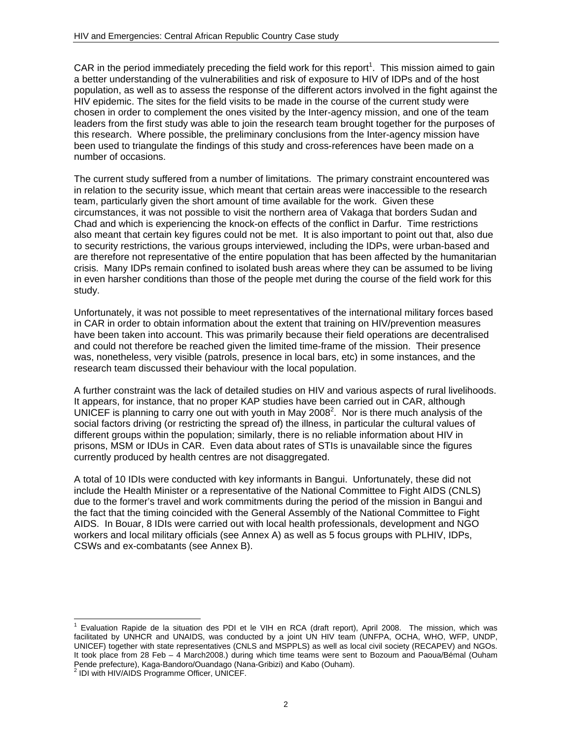CAR in the period immediately preceding the field work for this report[1]. This mission aimed to gain a better understanding of the vulnerabilities and risk of exposure to HIV of IDPs and of the host population, as well as to assess the response of the different actors involved in the fight against the HIV epidemic. The sites for the field visits to be made in the course of the current study were chosen in order to complement the ones visited by the Inter-agency mission, and one of the team leaders from the first study was able to join the research team brought together for the purposes of this research. Where possible, the preliminary conclusions from the Inter-agency mission have been used to triangulate the findings of this study and cross-references have been made on a number of occasions.

The current study suffered from a number of limitations. The primary constraint encountered was in relation to the security issue, which meant that certain areas were inaccessible to the research team, particularly given the short amount of time available for the work. Given these circumstances, it was not possible to visit the northern area of Vakaga that borders Sudan and Chad and which is experiencing the knock-on effects of the conflict in Darfur. Time restrictions also meant that certain key figures could not be met. It is also important to point out that, also due to security restrictions, the various groups interviewed, including the IDPs, were urban-based and are therefore not representative of the entire population that has been affected by the humanitarian crisis. Many IDPs remain confined to isolated bush areas where they can be assumed to be living in even harsher conditions than those of the people met during the course of the field work for this study.

Unfortunately, it was not possible to meet representatives of the international military forces based in CAR in order to obtain information about the extent that training on HIV/prevention measures have been taken into account. This was primarily because their field operations are decentralised and could not therefore be reached given the limited time-frame of the mission. Their presence was, nonetheless, very visible (patrols, presence in local bars, etc) in some instances, and the research team discussed their behaviour with the local population.

A further constraint was the lack of detailed studies on HIV and various aspects of rural livelihoods. It appears, for instance, that no proper KAP studies have been carried out in CAR, although UNICEF is planning to carry one out with youth in May 2008[2]. Nor is there much analysis of the social factors driving (or restricting the spread of) the illness, in particular the cultural values of different groups within the population; similarly, there is no reliable information about HIV in prisons, MSM or IDUs in CAR. Even data about rates of STIs is unavailable since the figures currently produced by health centres are not disaggregated.

A total of 10 IDIs were conducted with key informants in Bangui. Unfortunately, these did not include the Health Minister or a representative of the National Committee to Fight AIDS (CNLS) due to the former's travel and work commitments during the period of the mission in Bangui and the fact that the timing coincided with the General Assembly of the National Committee to Fight AIDS. In Bouar, 8 IDIs were carried out with local health professionals, development and NGO workers and local military officials (see Annex A) as well as 5 focus groups with PLHIV, IDPs, CSWs and ex-combatants (see Annex B).

---

[1] Evaluation Rapide de la situation des PDI et le VIH en RCA (draft report), April 2008. The mission, which was facilitated by UNHCR and UNAIDS, was conducted by a joint UN HIV team (UNFPA, OCHA, WHO, WFP, UNDP, UNICEF) together with state representatives (CNLS and MSPPLS) as well as local civil society (RECAPEV) and NGOs. It took place from 28 Feb – 4 March2008.) during which time teams were sent to Bozoum and Paoua/Bémal (Ouham Pende prefecture), Kaga-Bandoro/Ouandago (Nana-Gribizi) and Kabo (Ouham).

[2] IDI with HIV/AIDS Programme Officer, UNICEF.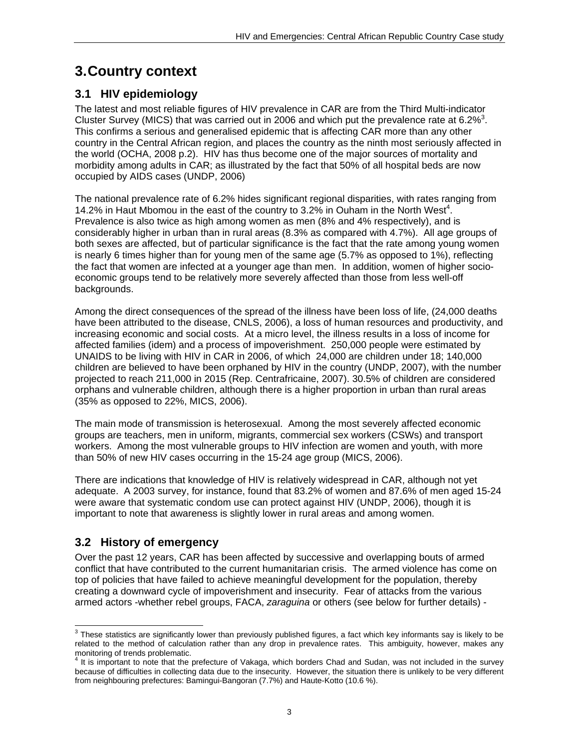# 3. Country context

## 3.1 HIV epidemiology

The latest and most reliable figures of HIV prevalence in CAR are from the Third Multi-indicator Cluster Survey (MICS) that was carried out in 2006 and which put the prevalence rate at 6.2%[3]. This confirms a serious and generalised epidemic that is affecting CAR more than any other country in the Central African region, and places the country as the ninth most seriously affected in the world (OCHA, 2008 p.2). HIV has thus become one of the major sources of mortality and morbidity among adults in CAR; as illustrated by the fact that 50% of all hospital beds are now occupied by AIDS cases (UNDP, 2006)

The national prevalence rate of 6.2% hides significant regional disparities, with rates ranging from 14.2% in Haut Mbomou in the east of the country to 3.2% in Ouham in the North West[4]. Prevalence is also twice as high among women as men (8% and 4% respectively), and is considerably higher in urban than in rural areas (8.3% as compared with 4.7%). All age groups of both sexes are affected, but of particular significance is the fact that the rate among young women is nearly 6 times higher than for young men of the same age (5.7% as opposed to 1%), reflecting the fact that women are infected at a younger age than men. In addition, women of higher socio-economic groups tend to be relatively more severely affected than those from less well-off backgrounds.

Among the direct consequences of the spread of the illness have been loss of life, (24,000 deaths have been attributed to the disease, CNLS, 2006), a loss of human resources and productivity, and increasing economic and social costs. At a micro level, the illness results in a loss of income for affected families (idem) and a process of impoverishment. 250,000 people were estimated by UNAIDS to be living with HIV in CAR in 2006, of which 24,000 are children under 18; 140,000 children are believed to have been orphaned by HIV in the country (UNDP, 2007), with the number projected to reach 211,000 in 2015 (Rep. Centrafricaine, 2007). 30.5% of children are considered orphans and vulnerable children, although there is a higher proportion in urban than rural areas (35% as opposed to 22%, MICS, 2006).

The main mode of transmission is heterosexual. Among the most severely affected economic groups are teachers, men in uniform, migrants, commercial sex workers (CSWs) and transport workers. Among the most vulnerable groups to HIV infection are women and youth, with more than 50% of new HIV cases occurring in the 15-24 age group (MICS, 2006).

There are indications that knowledge of HIV is relatively widespread in CAR, although not yet adequate. A 2003 survey, for instance, found that 83.2% of women and 87.6% of men aged 15-24 were aware that systematic condom use can protect against HIV (UNDP, 2006), though it is important to note that awareness is slightly lower in rural areas and among women.

## 3.2 History of emergency

Over the past 12 years, CAR has been affected by successive and overlapping bouts of armed conflict that have contributed to the current humanitarian crisis. The armed violence has come on top of policies that have failed to achieve meaningful development for the population, thereby creating a downward cycle of impoverishment and insecurity. Fear of attacks from the various armed actors -whether rebel groups, FACA, *zaraguina* or others (see below for further details) -

---

[3] These statistics are significantly lower than previously published figures, a fact which key informants say is likely to be related to the method of calculation rather than any drop in prevalence rates. This ambiguity, however, makes any monitoring of trends problematic.

[4] It is important to note that the prefecture of Vakaga, which borders Chad and Sudan, was not included in the survey because of difficulties in collecting data due to the insecurity. However, the situation there is unlikely to be very different from neighbouring prefectures: Bamingui-Bangoran (7.7%) and Haute-Kotto (10.6 %).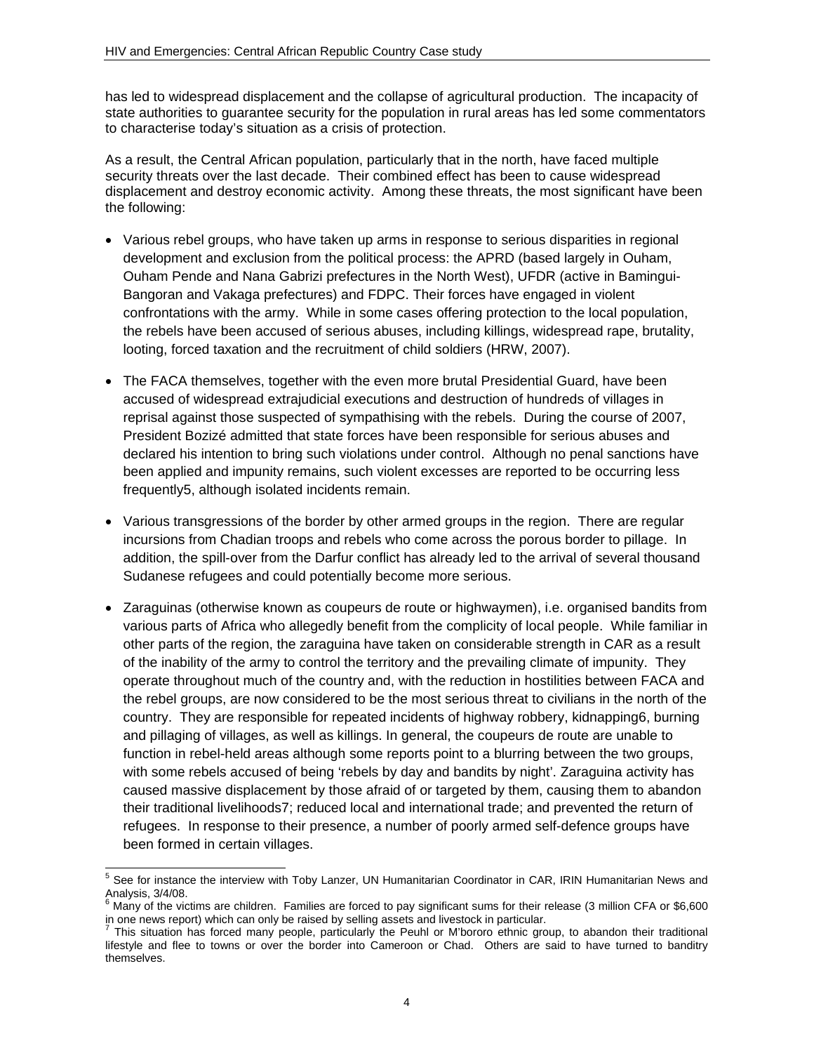has led to widespread displacement and the collapse of agricultural production. The incapacity of state authorities to guarantee security for the population in rural areas has led some commentators to characterise today's situation as a crisis of protection.

As a result, the Central African population, particularly that in the north, have faced multiple security threats over the last decade. Their combined effect has been to cause widespread displacement and destroy economic activity. Among these threats, the most significant have been the following:

- Various rebel groups, who have taken up arms in response to serious disparities in regional development and exclusion from the political process: the APRD (based largely in Ouham, Ouham Pende and Nana Gabrizi prefectures in the North West), UFDR (active in Bamingui-Bangoran and Vakaga prefectures) and FDPC. Their forces have engaged in violent confrontations with the army. While in some cases offering protection to the local population, the rebels have been accused of serious abuses, including killings, widespread rape, brutality, looting, forced taxation and the recruitment of child soldiers (HRW, 2007).
- The FACA themselves, together with the even more brutal Presidential Guard, have been accused of widespread extrajudicial executions and destruction of hundreds of villages in reprisal against those suspected of sympathising with the rebels. During the course of 2007, President Bozizé admitted that state forces have been responsible for serious abuses and declared his intention to bring such violations under control. Although no penal sanctions have been applied and impunity remains, such violent excesses are reported to be occurring less frequently[5], although isolated incidents remain.
- Various transgressions of the border by other armed groups in the region. There are regular incursions from Chadian troops and rebels who come across the porous border to pillage. In addition, the spill-over from the Darfur conflict has already led to the arrival of several thousand Sudanese refugees and could potentially become more serious.
- Zaraguinas (otherwise known as coupeurs de route or highwaymen), i.e. organised bandits from various parts of Africa who allegedly benefit from the complicity of local people. While familiar in other parts of the region, the zaraguina have taken on considerable strength in CAR as a result of the inability of the army to control the territory and the prevailing climate of impunity. They operate throughout much of the country and, with the reduction in hostilities between FACA and the rebel groups, are now considered to be the most serious threat to civilians in the north of the country. They are responsible for repeated incidents of highway robbery, kidnapping[6], burning and pillaging of villages, as well as killings. In general, the coupeurs de route are unable to function in rebel-held areas although some reports point to a blurring between the two groups, with some rebels accused of being 'rebels by day and bandits by night'. Zaraguina activity has caused massive displacement by those afraid of or targeted by them, causing them to abandon their traditional livelihoods[7]; reduced local and international trade; and prevented the return of refugees. In response to their presence, a number of poorly armed self-defence groups have been formed in certain villages.

---

[5] See for instance the interview with Toby Lanzer, UN Humanitarian Coordinator in CAR, IRIN Humanitarian News and Analysis, 3/4/08.

[6] Many of the victims are children. Families are forced to pay significant sums for their release (3 million CFA or $6,600 in one news report) which can only be raised by selling assets and livestock in particular.

[7] This situation has forced many people, particularly the Peuhl or M'bororo ethnic group, to abandon their traditional lifestyle and flee to towns or over the border into Cameroon or Chad. Others are said to have turned to banditry themselves.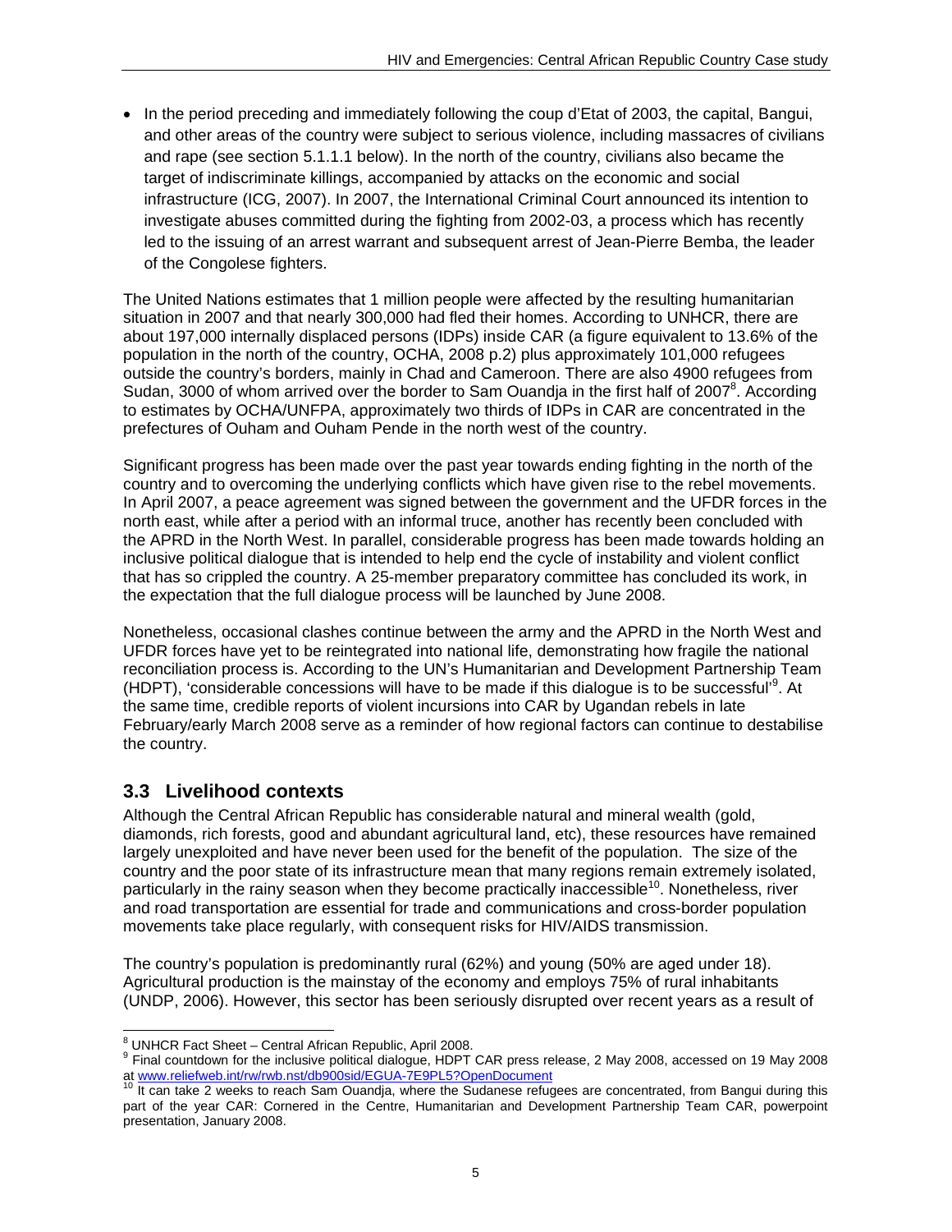- In the period preceding and immediately following the coup d'Etat of 2003, the capital, Bangui, and other areas of the country were subject to serious violence, including massacres of civilians and rape (see section 5.1.1.1 below). In the north of the country, civilians also became the target of indiscriminate killings, accompanied by attacks on the economic and social infrastructure (ICG, 2007). In 2007, the International Criminal Court announced its intention to investigate abuses committed during the fighting from 2002-03, a process which has recently led to the issuing of an arrest warrant and subsequent arrest of Jean-Pierre Bemba, the leader of the Congolese fighters.

The United Nations estimates that 1 million people were affected by the resulting humanitarian situation in 2007 and that nearly 300,000 had fled their homes. According to UNHCR, there are about 197,000 internally displaced persons (IDPs) inside CAR (a figure equivalent to 13.6% of the population in the north of the country, OCHA, 2008 p.2) plus approximately 101,000 refugees outside the country's borders, mainly in Chad and Cameroon. There are also 4900 refugees from Sudan, 3000 of whom arrived over the border to Sam Ouandja in the first half of 2007[8]. According to estimates by OCHA/UNFPA, approximately two thirds of IDPs in CAR are concentrated in the prefectures of Ouham and Ouham Pende in the north west of the country.

Significant progress has been made over the past year towards ending fighting in the north of the country and to overcoming the underlying conflicts which have given rise to the rebel movements. In April 2007, a peace agreement was signed between the government and the UFDR forces in the north east, while after a period with an informal truce, another has recently been concluded with the APRD in the North West. In parallel, considerable progress has been made towards holding an inclusive political dialogue that is intended to help end the cycle of instability and violent conflict that has so crippled the country. A 25-member preparatory committee has concluded its work, in the expectation that the full dialogue process will be launched by June 2008.

Nonetheless, occasional clashes continue between the army and the APRD in the North West and UFDR forces have yet to be reintegrated into national life, demonstrating how fragile the national reconciliation process is. According to the UN's Humanitarian and Development Partnership Team (HDPT), 'considerable concessions will have to be made if this dialogue is to be successful'[9]. At the same time, credible reports of violent incursions into CAR by Ugandan rebels in late February/early March 2008 serve as a reminder of how regional factors can continue to destabilise the country.

## 3.3 Livelihood contexts

Although the Central African Republic has considerable natural and mineral wealth (gold, diamonds, rich forests, good and abundant agricultural land, etc), these resources have remained largely unexploited and have never been used for the benefit of the population. The size of the country and the poor state of its infrastructure mean that many regions remain extremely isolated, particularly in the rainy season when they become practically inaccessible[10]. Nonetheless, river and road transportation are essential for trade and communications and cross-border population movements take place regularly, with consequent risks for HIV/AIDS transmission.

The country's population is predominantly rural (62%) and young (50% are aged under 18). Agricultural production is the mainstay of the economy and employs 75% of rural inhabitants (UNDP, 2006). However, this sector has been seriously disrupted over recent years as a result of

---

[8] UNHCR Fact Sheet – Central African Republic, April 2008.

[9] Final countdown for the inclusive political dialogue, HDPT CAR press release, 2 May 2008, accessed on 19 May 2008 at www.reliefweb.int/rw/rwb.nst/db900sid/EGUA-7E9PL5?OpenDocument

[10] It can take 2 weeks to reach Sam Ouandja, where the Sudanese refugees are concentrated, from Bangui during this part of the year CAR: Cornered in the Centre, Humanitarian and Development Partnership Team CAR, powerpoint presentation, January 2008.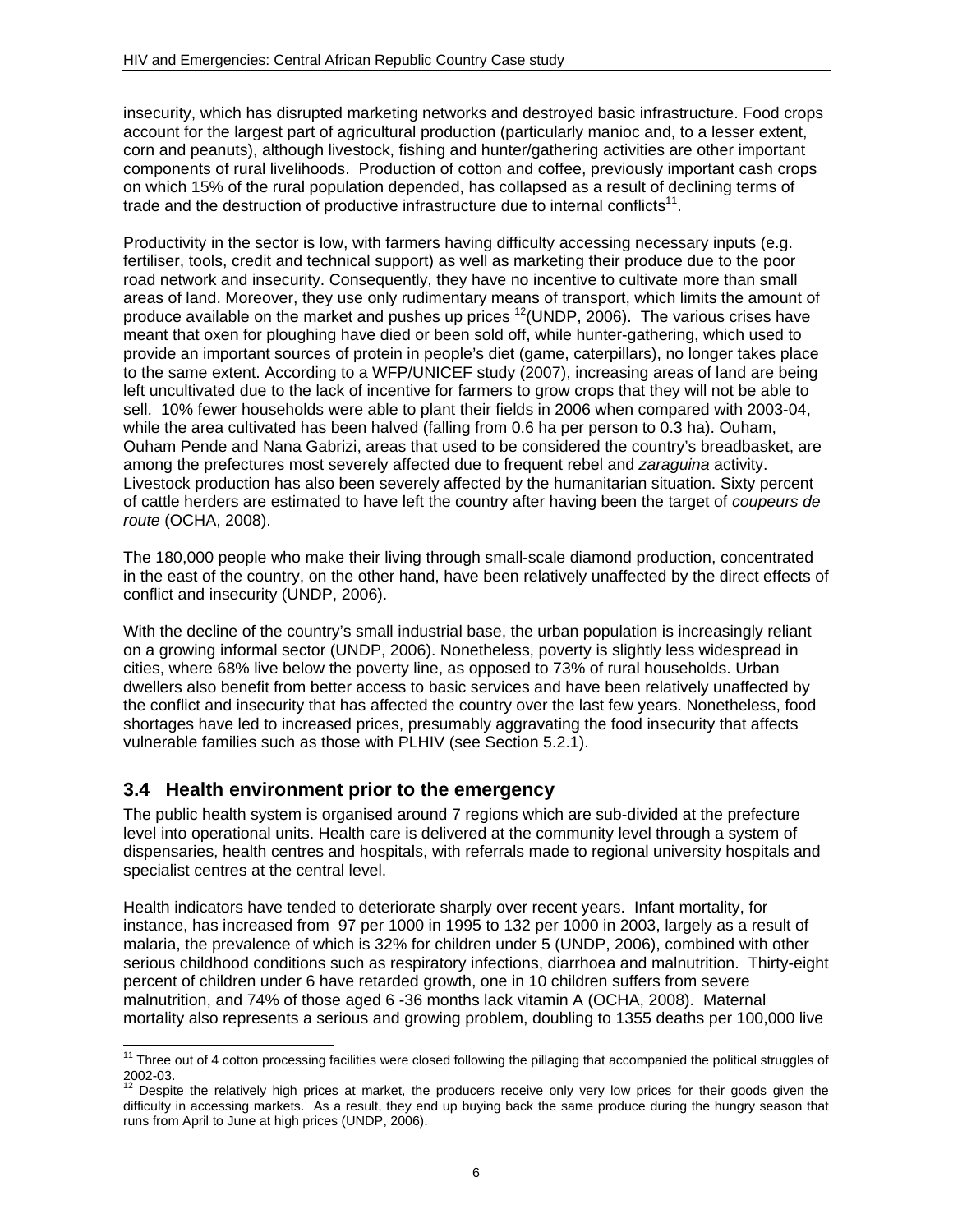insecurity, which has disrupted marketing networks and destroyed basic infrastructure. Food crops account for the largest part of agricultural production (particularly manioc and, to a lesser extent, corn and peanuts), although livestock, fishing and hunter/gathering activities are other important components of rural livelihoods. Production of cotton and coffee, previously important cash crops on which 15% of the rural population depended, has collapsed as a result of declining terms of trade and the destruction of productive infrastructure due to internal conflicts[11].

Productivity in the sector is low, with farmers having difficulty accessing necessary inputs (e.g. fertiliser, tools, credit and technical support) as well as marketing their produce due to the poor road network and insecurity. Consequently, they have no incentive to cultivate more than small areas of land. Moreover, they use only rudimentary means of transport, which limits the amount of produce available on the market and pushes up prices [12](UNDP, 2006). The various crises have meant that oxen for ploughing have died or been sold off, while hunter-gathering, which used to provide an important sources of protein in people's diet (game, caterpillars), no longer takes place to the same extent. According to a WFP/UNICEF study (2007), increasing areas of land are being left uncultivated due to the lack of incentive for farmers to grow crops that they will not be able to sell. 10% fewer households were able to plant their fields in 2006 when compared with 2003-04, while the area cultivated has been halved (falling from 0.6 ha per person to 0.3 ha). Ouham, Ouham Pende and Nana Gabrizi, areas that used to be considered the country's breadbasket, are among the prefectures most severely affected due to frequent rebel and *zaraguina* activity. Livestock production has also been severely affected by the humanitarian situation. Sixty percent of cattle herders are estimated to have left the country after having been the target of *coupeurs de route* (OCHA, 2008).

The 180,000 people who make their living through small-scale diamond production, concentrated in the east of the country, on the other hand, have been relatively unaffected by the direct effects of conflict and insecurity (UNDP, 2006).

With the decline of the country's small industrial base, the urban population is increasingly reliant on a growing informal sector (UNDP, 2006). Nonetheless, poverty is slightly less widespread in cities, where 68% live below the poverty line, as opposed to 73% of rural households. Urban dwellers also benefit from better access to basic services and have been relatively unaffected by the conflict and insecurity that has affected the country over the last few years. Nonetheless, food shortages have led to increased prices, presumably aggravating the food insecurity that affects vulnerable families such as those with PLHIV (see Section 5.2.1).

## 3.4 Health environment prior to the emergency

The public health system is organised around 7 regions which are sub-divided at the prefecture level into operational units. Health care is delivered at the community level through a system of dispensaries, health centres and hospitals, with referrals made to regional university hospitals and specialist centres at the central level.

Health indicators have tended to deteriorate sharply over recent years. Infant mortality, for instance, has increased from 97 per 1000 in 1995 to 132 per 1000 in 2003, largely as a result of malaria, the prevalence of which is 32% for children under 5 (UNDP, 2006), combined with other serious childhood conditions such as respiratory infections, diarrhoea and malnutrition. Thirty-eight percent of children under 6 have retarded growth, one in 10 children suffers from severe malnutrition, and 74% of those aged 6 -36 months lack vitamin A (OCHA, 2008). Maternal mortality also represents a serious and growing problem, doubling to 1355 deaths per 100,000 live

---

[11] Three out of 4 cotton processing facilities were closed following the pillaging that accompanied the political struggles of 2002-03.

[12] Despite the relatively high prices at market, the producers receive only very low prices for their goods given the difficulty in accessing markets. As a result, they end up buying back the same produce during the hungry season that runs from April to June at high prices (UNDP, 2006).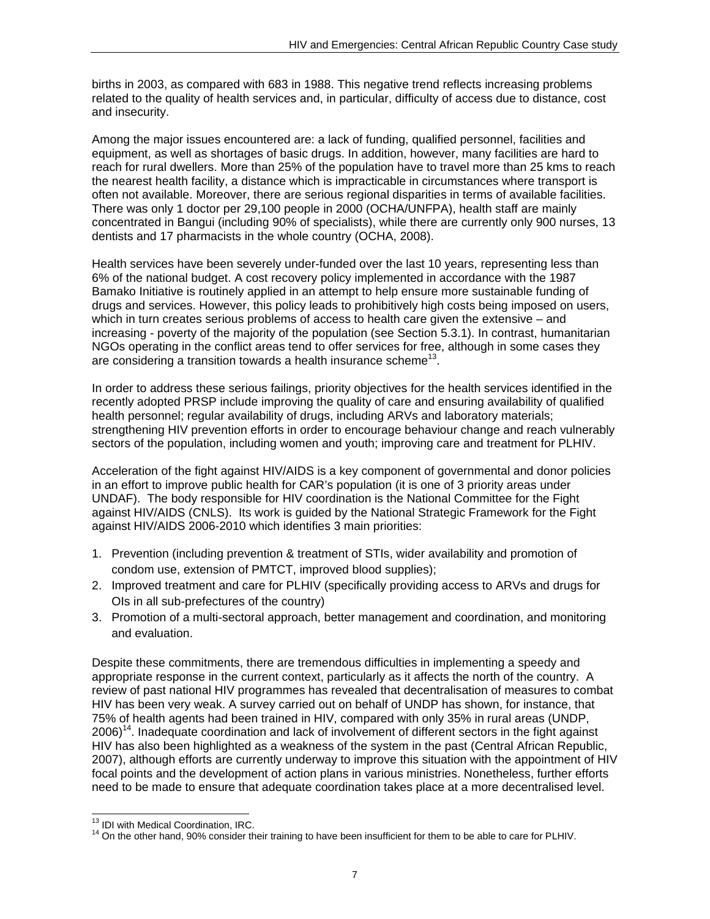births in 2003, as compared with 683 in 1988. This negative trend reflects increasing problems related to the quality of health services and, in particular, difficulty of access due to distance, cost and insecurity.

Among the major issues encountered are: a lack of funding, qualified personnel, facilities and equipment, as well as shortages of basic drugs. In addition, however, many facilities are hard to reach for rural dwellers. More than 25% of the population have to travel more than 25 kms to reach the nearest health facility, a distance which is impracticable in circumstances where transport is often not available. Moreover, there are serious regional disparities in terms of available facilities. There was only 1 doctor per 29,100 people in 2000 (OCHA/UNFPA), health staff are mainly concentrated in Bangui (including 90% of specialists), while there are currently only 900 nurses, 13 dentists and 17 pharmacists in the whole country (OCHA, 2008).

Health services have been severely under-funded over the last 10 years, representing less than 6% of the national budget. A cost recovery policy implemented in accordance with the 1987 Bamako Initiative is routinely applied in an attempt to help ensure more sustainable funding of drugs and services. However, this policy leads to prohibitively high costs being imposed on users, which in turn creates serious problems of access to health care given the extensive – and increasing - poverty of the majority of the population (see Section 5.3.1). In contrast, humanitarian NGOs operating in the conflict areas tend to offer services for free, although in some cases they are considering a transition towards a health insurance scheme[13].

In order to address these serious failings, priority objectives for the health services identified in the recently adopted PRSP include improving the quality of care and ensuring availability of qualified health personnel; regular availability of drugs, including ARVs and laboratory materials; strengthening HIV prevention efforts in order to encourage behaviour change and reach vulnerably sectors of the population, including women and youth; improving care and treatment for PLHIV.

Acceleration of the fight against HIV/AIDS is a key component of governmental and donor policies in an effort to improve public health for CAR's population (it is one of 3 priority areas under UNDAF). The body responsible for HIV coordination is the National Committee for the Fight against HIV/AIDS (CNLS). Its work is guided by the National Strategic Framework for the Fight against HIV/AIDS 2006-2010 which identifies 3 main priorities:

1. Prevention (including prevention & treatment of STIs, wider availability and promotion of condom use, extension of PMTCT, improved blood supplies);
2. Improved treatment and care for PLHIV (specifically providing access to ARVs and drugs for OIs in all sub-prefectures of the country)
3. Promotion of a multi-sectoral approach, better management and coordination, and monitoring and evaluation.

Despite these commitments, there are tremendous difficulties in implementing a speedy and appropriate response in the current context, particularly as it affects the north of the country. A review of past national HIV programmes has revealed that decentralisation of measures to combat HIV has been very weak. A survey carried out on behalf of UNDP has shown, for instance, that 75% of health agents had been trained in HIV, compared with only 35% in rural areas (UNDP, 2006)[14]. Inadequate coordination and lack of involvement of different sectors in the fight against HIV has also been highlighted as a weakness of the system in the past (Central African Republic, 2007), although efforts are currently underway to improve this situation with the appointment of HIV focal points and the development of action plans in various ministries. Nonetheless, further efforts need to be made to ensure that adequate coordination takes place at a more decentralised level.

[13] IDI with Medical Coordination, IRC.

[14] On the other hand, 90% consider their training to have been insufficient for them to be able to care for PLHIV.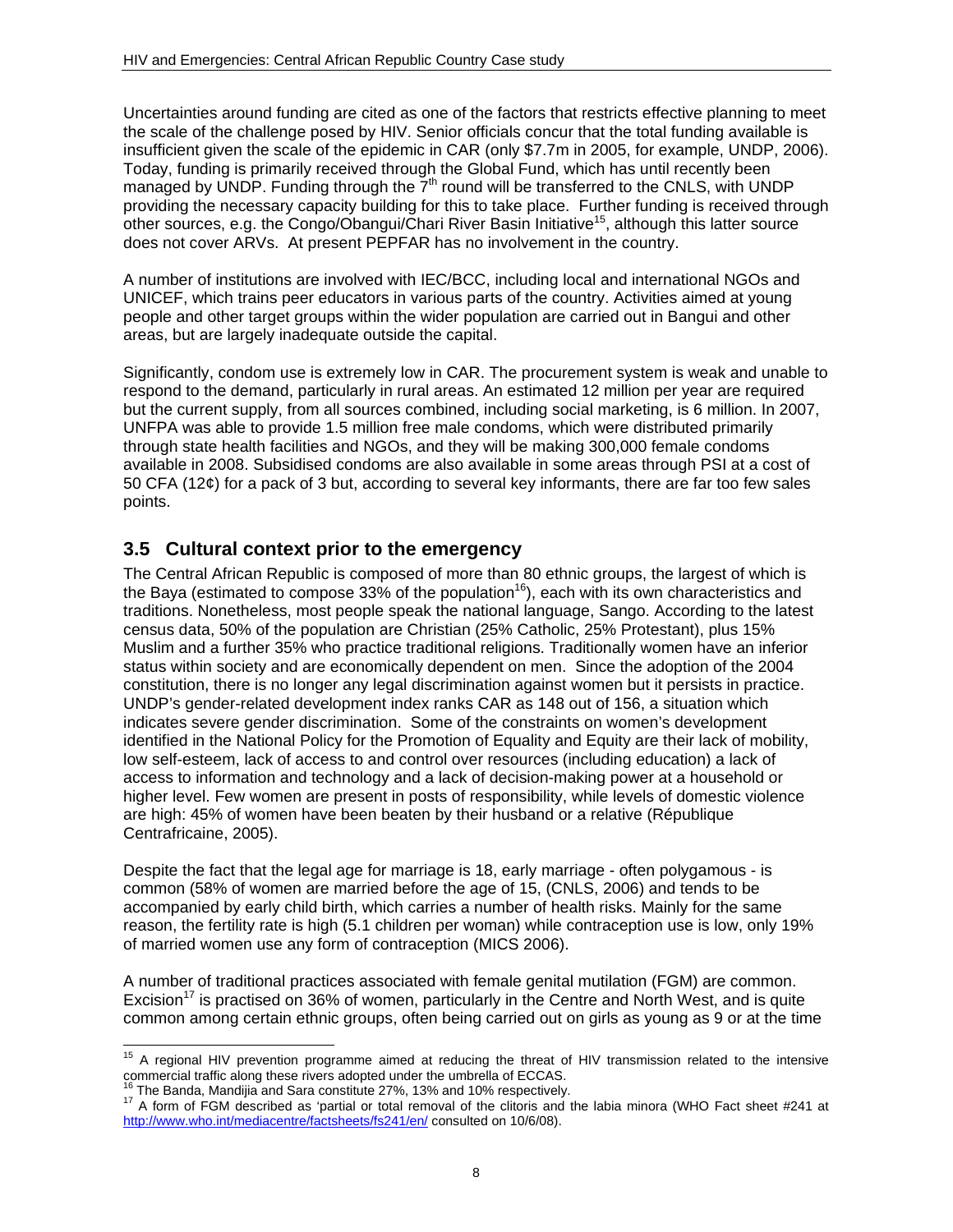Uncertainties around funding are cited as one of the factors that restricts effective planning to meet the scale of the challenge posed by HIV. Senior officials concur that the total funding available is insufficient given the scale of the epidemic in CAR (only $7.7m in 2005, for example, UNDP, 2006). Today, funding is primarily received through the Global Fund, which has until recently been managed by UNDP. Funding through the 7th round will be transferred to the CNLS, with UNDP providing the necessary capacity building for this to take place. Further funding is received through other sources, e.g. the Congo/Obangui/Chari River Basin Initiative[15], although this latter source does not cover ARVs. At present PEPFAR has no involvement in the country.

A number of institutions are involved with IEC/BCC, including local and international NGOs and UNICEF, which trains peer educators in various parts of the country. Activities aimed at young people and other target groups within the wider population are carried out in Bangui and other areas, but are largely inadequate outside the capital.

Significantly, condom use is extremely low in CAR. The procurement system is weak and unable to respond to the demand, particularly in rural areas. An estimated 12 million per year are required but the current supply, from all sources combined, including social marketing, is 6 million. In 2007, UNFPA was able to provide 1.5 million free male condoms, which were distributed primarily through state health facilities and NGOs, and they will be making 300,000 female condoms available in 2008. Subsidised condoms are also available in some areas through PSI at a cost of 50 CFA (12¢) for a pack of 3 but, according to several key informants, there are far too few sales points.

## 3.5 Cultural context prior to the emergency

The Central African Republic is composed of more than 80 ethnic groups, the largest of which is the Baya (estimated to compose 33% of the population[16]), each with its own characteristics and traditions. Nonetheless, most people speak the national language, Sango. According to the latest census data, 50% of the population are Christian (25% Catholic, 25% Protestant), plus 15% Muslim and a further 35% who practice traditional religions. Traditionally women have an inferior status within society and are economically dependent on men. Since the adoption of the 2004 constitution, there is no longer any legal discrimination against women but it persists in practice. UNDP's gender-related development index ranks CAR as 148 out of 156, a situation which indicates severe gender discrimination. Some of the constraints on women's development identified in the National Policy for the Promotion of Equality and Equity are their lack of mobility, low self-esteem, lack of access to and control over resources (including education) a lack of access to information and technology and a lack of decision-making power at a household or higher level. Few women are present in posts of responsibility, while levels of domestic violence are high: 45% of women have been beaten by their husband or a relative (République Centrafricaine, 2005).

Despite the fact that the legal age for marriage is 18, early marriage - often polygamous - is common (58% of women are married before the age of 15, (CNLS, 2006) and tends to be accompanied by early child birth, which carries a number of health risks. Mainly for the same reason, the fertility rate is high (5.1 children per woman) while contraception use is low, only 19% of married women use any form of contraception (MICS 2006).

A number of traditional practices associated with female genital mutilation (FGM) are common. Excision[17] is practised on 36% of women, particularly in the Centre and North West, and is quite common among certain ethnic groups, often being carried out on girls as young as 9 or at the time

---

[15] A regional HIV prevention programme aimed at reducing the threat of HIV transmission related to the intensive commercial traffic along these rivers adopted under the umbrella of ECCAS.

[16] The Banda, Mandijia and Sara constitute 27%, 13% and 10% respectively.

[17] A form of FGM described as 'partial or total removal of the clitoris and the labia minora (WHO Fact sheet #241 at http://www.who.int/mediacentre/factsheets/fs241/en/ consulted on 10/6/08).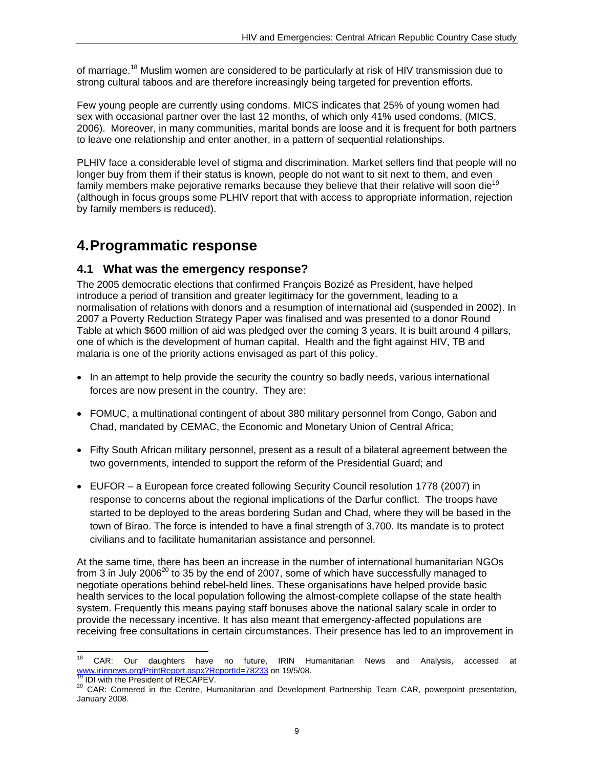of marriage.[18] Muslim women are considered to be particularly at risk of HIV transmission due to strong cultural taboos and are therefore increasingly being targeted for prevention efforts.

Few young people are currently using condoms. MICS indicates that 25% of young women had sex with occasional partner over the last 12 months, of which only 41% used condoms, (MICS, 2006). Moreover, in many communities, marital bonds are loose and it is frequent for both partners to leave one relationship and enter another, in a pattern of sequential relationships.

PLHIV face a considerable level of stigma and discrimination. Market sellers find that people will no longer buy from them if their status is known, people do not want to sit next to them, and even family members make pejorative remarks because they believe that their relative will soon die[19] (although in focus groups some PLHIV report that with access to appropriate information, rejection by family members is reduced).

# 4. Programmatic response

## 4.1 What was the emergency response?

The 2005 democratic elections that confirmed François Bozizé as President, have helped introduce a period of transition and greater legitimacy for the government, leading to a normalisation of relations with donors and a resumption of international aid (suspended in 2002). In 2007 a Poverty Reduction Strategy Paper was finalised and was presented to a donor Round Table at which $600 million of aid was pledged over the coming 3 years. It is built around 4 pillars, one of which is the development of human capital. Health and the fight against HIV, TB and malaria is one of the priority actions envisaged as part of this policy.

- In an attempt to help provide the security the country so badly needs, various international forces are now present in the country. They are:
- FOMUC, a multinational contingent of about 380 military personnel from Congo, Gabon and Chad, mandated by CEMAC, the Economic and Monetary Union of Central Africa;
- Fifty South African military personnel, present as a result of a bilateral agreement between the two governments, intended to support the reform of the Presidential Guard; and
- EUFOR – a European force created following Security Council resolution 1778 (2007) in response to concerns about the regional implications of the Darfur conflict. The troops have started to be deployed to the areas bordering Sudan and Chad, where they will be based in the town of Birao. The force is intended to have a final strength of 3,700. Its mandate is to protect civilians and to facilitate humanitarian assistance and personnel.

At the same time, there has been an increase in the number of international humanitarian NGOs from 3 in July 2006[20] to 35 by the end of 2007, some of which have successfully managed to negotiate operations behind rebel-held lines. These organisations have helped provide basic health services to the local population following the almost-complete collapse of the state health system. Frequently this means paying staff bonuses above the national salary scale in order to provide the necessary incentive. It has also meant that emergency-affected populations are receiving free consultations in certain circumstances. Their presence has led to an improvement in

---

[18] CAR: Our daughters have no future, IRIN Humanitarian News and Analysis, accessed at www.irinnews.org/PrintReport.aspx?ReportId=78233 on 19/5/08.

[19] IDI with the President of RECAPEV.

[20] CAR: Cornered in the Centre, Humanitarian and Development Partnership Team CAR, powerpoint presentation, January 2008.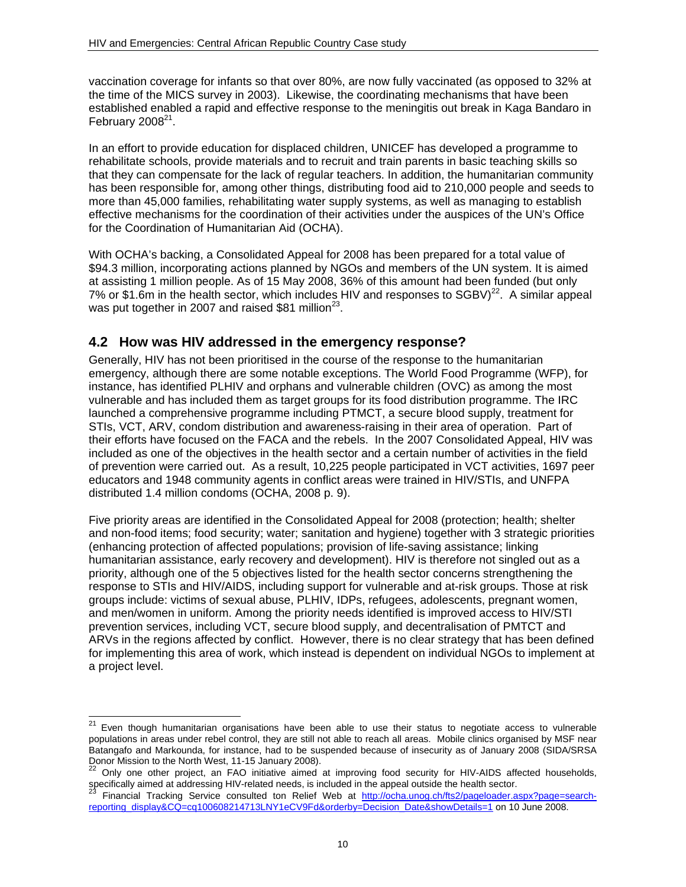vaccination coverage for infants so that over 80%, are now fully vaccinated (as opposed to 32% at the time of the MICS survey in 2003). Likewise, the coordinating mechanisms that have been established enabled a rapid and effective response to the meningitis out break in Kaga Bandaro in February 2008[21].

In an effort to provide education for displaced children, UNICEF has developed a programme to rehabilitate schools, provide materials and to recruit and train parents in basic teaching skills so that they can compensate for the lack of regular teachers. In addition, the humanitarian community has been responsible for, among other things, distributing food aid to 210,000 people and seeds to more than 45,000 families, rehabilitating water supply systems, as well as managing to establish effective mechanisms for the coordination of their activities under the auspices of the UN's Office for the Coordination of Humanitarian Aid (OCHA).

With OCHA's backing, a Consolidated Appeal for 2008 has been prepared for a total value of \$94.3 million, incorporating actions planned by NGOs and members of the UN system. It is aimed at assisting 1 million people. As of 15 May 2008, 36% of this amount had been funded (but only 7% or \$1.6m in the health sector, which includes HIV and responses to SGBV)[22]. A similar appeal was put together in 2007 and raised \$81 million[23].

## 4.2 How was HIV addressed in the emergency response?

Generally, HIV has not been prioritised in the course of the response to the humanitarian emergency, although there are some notable exceptions. The World Food Programme (WFP), for instance, has identified PLHIV and orphans and vulnerable children (OVC) as among the most vulnerable and has included them as target groups for its food distribution programme. The IRC launched a comprehensive programme including PTMCT, a secure blood supply, treatment for STIs, VCT, ARV, condom distribution and awareness-raising in their area of operation. Part of their efforts have focused on the FACA and the rebels. In the 2007 Consolidated Appeal, HIV was included as one of the objectives in the health sector and a certain number of activities in the field of prevention were carried out. As a result, 10,225 people participated in VCT activities, 1697 peer educators and 1948 community agents in conflict areas were trained in HIV/STIs, and UNFPA distributed 1.4 million condoms (OCHA, 2008 p. 9).

Five priority areas are identified in the Consolidated Appeal for 2008 (protection; health; shelter and non-food items; food security; water; sanitation and hygiene) together with 3 strategic priorities (enhancing protection of affected populations; provision of life-saving assistance; linking humanitarian assistance, early recovery and development). HIV is therefore not singled out as a priority, although one of the 5 objectives listed for the health sector concerns strengthening the response to STIs and HIV/AIDS, including support for vulnerable and at-risk groups. Those at risk groups include: victims of sexual abuse, PLHIV, IDPs, refugees, adolescents, pregnant women, and men/women in uniform. Among the priority needs identified is improved access to HIV/STI prevention services, including VCT, secure blood supply, and decentralisation of PMTCT and ARVs in the regions affected by conflict. However, there is no clear strategy that has been defined for implementing this area of work, which instead is dependent on individual NGOs to implement at a project level.

---

[21] Even though humanitarian organisations have been able to use their status to negotiate access to vulnerable populations in areas under rebel control, they are still not able to reach all areas. Mobile clinics organised by MSF near Batangafo and Markounda, for instance, had to be suspended because of insecurity as of January 2008 (SIDA/SRSA Donor Mission to the North West, 11-15 January 2008).

[22] Only one other project, an FAO initiative aimed at improving food security for HIV-AIDS affected households, specifically aimed at addressing HIV-related needs, is included in the appeal outside the health sector.

[23] Financial Tracking Service consulted ton Relief Web at http://ocha.unog.ch/fts2/pageloader.aspx?page=search-reporting_display&CQ=cq100608214713LNY1eCV9Fd&orderby=Decision_Date&showDetails=1 on 10 June 2008.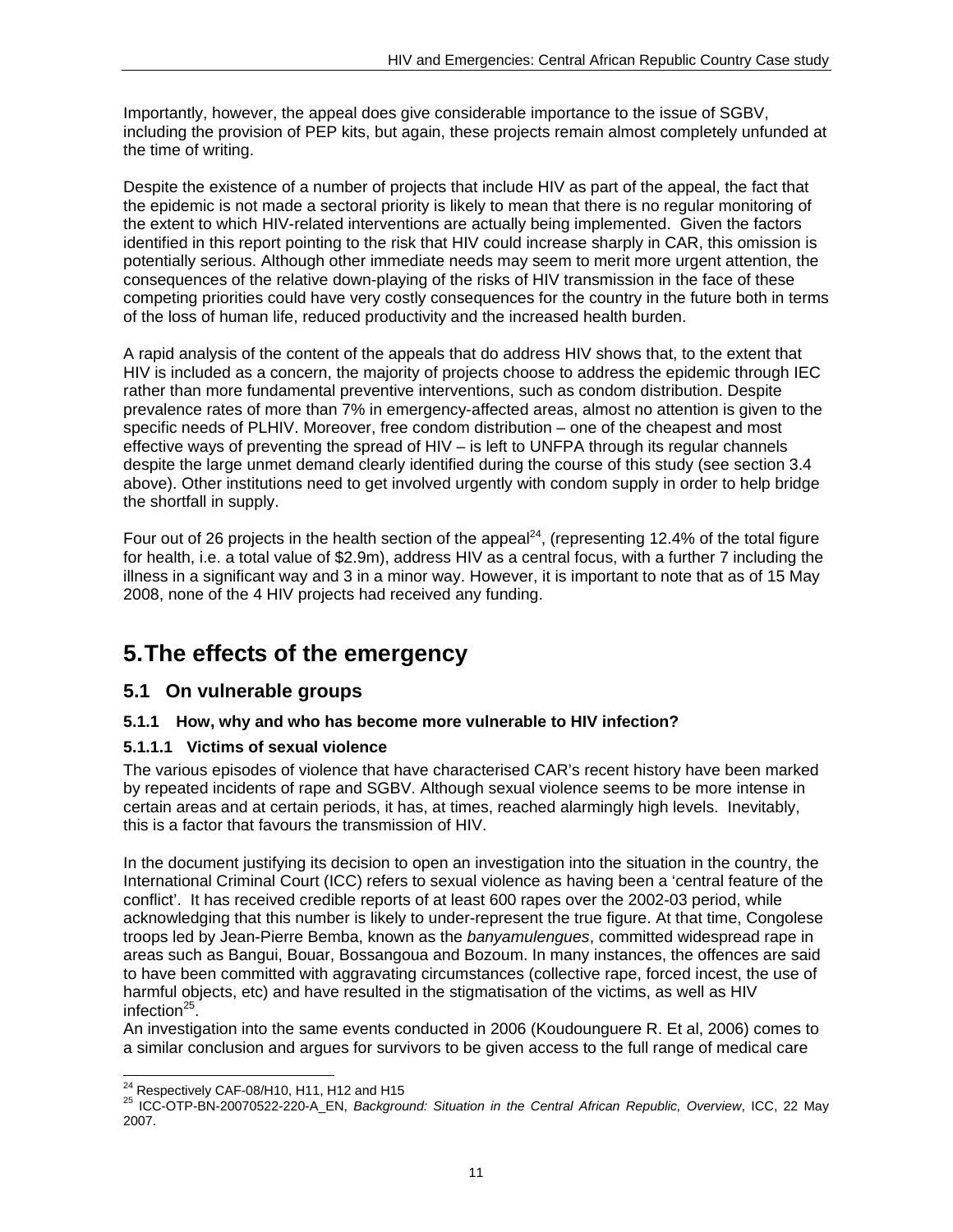Importantly, however, the appeal does give considerable importance to the issue of SGBV, including the provision of PEP kits, but again, these projects remain almost completely unfunded at the time of writing.

Despite the existence of a number of projects that include HIV as part of the appeal, the fact that the epidemic is not made a sectoral priority is likely to mean that there is no regular monitoring of the extent to which HIV-related interventions are actually being implemented. Given the factors identified in this report pointing to the risk that HIV could increase sharply in CAR, this omission is potentially serious. Although other immediate needs may seem to merit more urgent attention, the consequences of the relative down-playing of the risks of HIV transmission in the face of these competing priorities could have very costly consequences for the country in the future both in terms of the loss of human life, reduced productivity and the increased health burden.

A rapid analysis of the content of the appeals that do address HIV shows that, to the extent that HIV is included as a concern, the majority of projects choose to address the epidemic through IEC rather than more fundamental preventive interventions, such as condom distribution. Despite prevalence rates of more than 7% in emergency-affected areas, almost no attention is given to the specific needs of PLHIV. Moreover, free condom distribution – one of the cheapest and most effective ways of preventing the spread of HIV – is left to UNFPA through its regular channels despite the large unmet demand clearly identified during the course of this study (see section 3.4 above). Other institutions need to get involved urgently with condom supply in order to help bridge the shortfall in supply.

Four out of 26 projects in the health section of the appeal[24], (representing 12.4% of the total figure for health, i.e. a total value of $2.9m), address HIV as a central focus, with a further 7 including the illness in a significant way and 3 in a minor way. However, it is important to note that as of 15 May 2008, none of the 4 HIV projects had received any funding.

# 5. The effects of the emergency

## 5.1 On vulnerable groups

### 5.1.1 How, why and who has become more vulnerable to HIV infection?

#### 5.1.1.1 Victims of sexual violence

The various episodes of violence that have characterised CAR's recent history have been marked by repeated incidents of rape and SGBV. Although sexual violence seems to be more intense in certain areas and at certain periods, it has, at times, reached alarmingly high levels. Inevitably, this is a factor that favours the transmission of HIV.

In the document justifying its decision to open an investigation into the situation in the country, the International Criminal Court (ICC) refers to sexual violence as having been a 'central feature of the conflict'. It has received credible reports of at least 600 rapes over the 2002-03 period, while acknowledging that this number is likely to under-represent the true figure. At that time, Congolese troops led by Jean-Pierre Bemba, known as the *banyamulengues*, committed widespread rape in areas such as Bangui, Bouar, Bossangoua and Bozoum. In many instances, the offences are said to have been committed with aggravating circumstances (collective rape, forced incest, the use of harmful objects, etc) and have resulted in the stigmatisation of the victims, as well as HIV infection[25].

An investigation into the same events conducted in 2006 (Koudounguere R. Et al, 2006) comes to a similar conclusion and argues for survivors to be given access to the full range of medical care

---

[24] Respectively CAF-08/H10, H11, H12 and H15

[25] ICC-OTP-BN-20070522-220-A_EN, *Background: Situation in the Central African Republic, Overview*, ICC, 22 May 2007.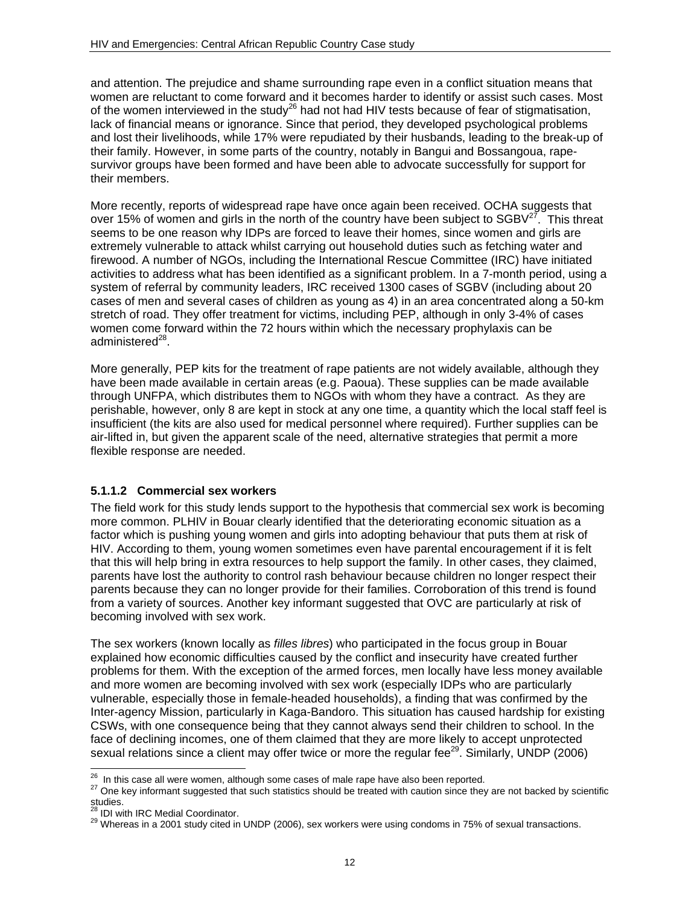and attention. The prejudice and shame surrounding rape even in a conflict situation means that women are reluctant to come forward and it becomes harder to identify or assist such cases. Most of the women interviewed in the study[26] had not had HIV tests because of fear of stigmatisation, lack of financial means or ignorance. Since that period, they developed psychological problems and lost their livelihoods, while 17% were repudiated by their husbands, leading to the break-up of their family. However, in some parts of the country, notably in Bangui and Bossangoua, rape-survivor groups have been formed and have been able to advocate successfully for support for their members.

More recently, reports of widespread rape have once again been received. OCHA suggests that over 15% of women and girls in the north of the country have been subject to SGBV[27]. This threat seems to be one reason why IDPs are forced to leave their homes, since women and girls are extremely vulnerable to attack whilst carrying out household duties such as fetching water and firewood. A number of NGOs, including the International Rescue Committee (IRC) have initiated activities to address what has been identified as a significant problem. In a 7-month period, using a system of referral by community leaders, IRC received 1300 cases of SGBV (including about 20 cases of men and several cases of children as young as 4) in an area concentrated along a 50-km stretch of road. They offer treatment for victims, including PEP, although in only 3-4% of cases women come forward within the 72 hours within which the necessary prophylaxis can be administered[28].

More generally, PEP kits for the treatment of rape patients are not widely available, although they have been made available in certain areas (e.g. Paoua). These supplies can be made available through UNFPA, which distributes them to NGOs with whom they have a contract. As they are perishable, however, only 8 are kept in stock at any one time, a quantity which the local staff feel is insufficient (the kits are also used for medical personnel where required). Further supplies can be air-lifted in, but given the apparent scale of the need, alternative strategies that permit a more flexible response are needed.

#### 5.1.1.2 Commercial sex workers

The field work for this study lends support to the hypothesis that commercial sex work is becoming more common. PLHIV in Bouar clearly identified that the deteriorating economic situation as a factor which is pushing young women and girls into adopting behaviour that puts them at risk of HIV. According to them, young women sometimes even have parental encouragement if it is felt that this will help bring in extra resources to help support the family. In other cases, they claimed, parents have lost the authority to control rash behaviour because children no longer respect their parents because they can no longer provide for their families. Corroboration of this trend is found from a variety of sources. Another key informant suggested that OVC are particularly at risk of becoming involved with sex work.

The sex workers (known locally as *filles libres*) who participated in the focus group in Bouar explained how economic difficulties caused by the conflict and insecurity have created further problems for them. With the exception of the armed forces, men locally have less money available and more women are becoming involved with sex work (especially IDPs who are particularly vulnerable, especially those in female-headed households), a finding that was confirmed by the Inter-agency Mission, particularly in Kaga-Bandoro. This situation has caused hardship for existing CSWs, with one consequence being that they cannot always send their children to school. In the face of declining incomes, one of them claimed that they are more likely to accept unprotected sexual relations since a client may offer twice or more the regular fee[29]. Similarly, UNDP (2006)

---

[26] In this case all were women, although some cases of male rape have also been reported.

[27] One key informant suggested that such statistics should be treated with caution since they are not backed by scientific studies.

[28] IDI with IRC Medial Coordinator.

[29] Whereas in a 2001 study cited in UNDP (2006), sex workers were using condoms in 75% of sexual transactions.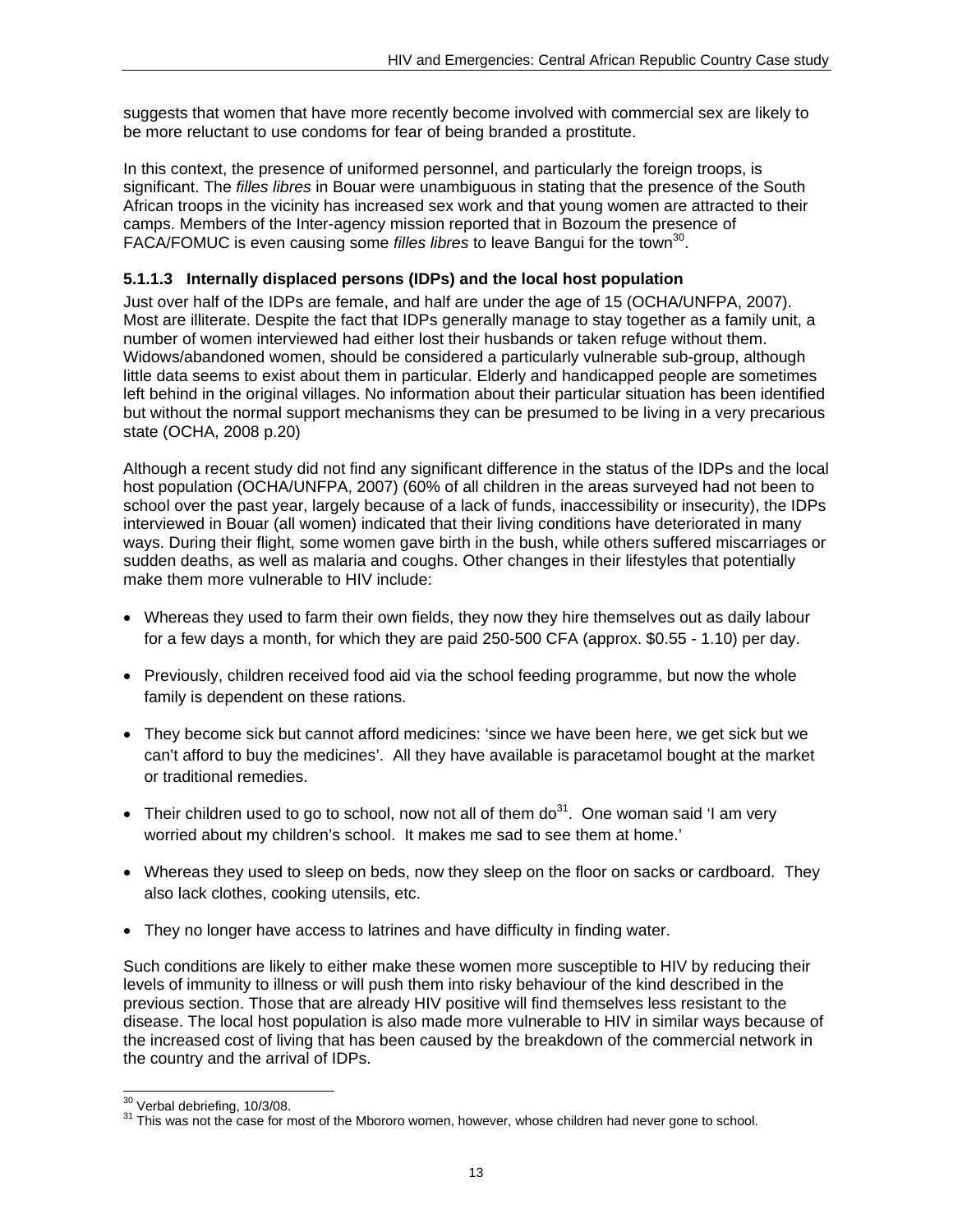suggests that women that have more recently become involved with commercial sex are likely to be more reluctant to use condoms for fear of being branded a prostitute.

In this context, the presence of uniformed personnel, and particularly the foreign troops, is significant. The *filles libres* in Bouar were unambiguous in stating that the presence of the South African troops in the vicinity has increased sex work and that young women are attracted to their camps. Members of the Inter-agency mission reported that in Bozoum the presence of FACA/FOMUC is even causing some *filles libres* to leave Bangui for the town[30].

#### 5.1.1.3 Internally displaced persons (IDPs) and the local host population

Just over half of the IDPs are female, and half are under the age of 15 (OCHA/UNFPA, 2007). Most are illiterate. Despite the fact that IDPs generally manage to stay together as a family unit, a number of women interviewed had either lost their husbands or taken refuge without them. Widows/abandoned women, should be considered a particularly vulnerable sub-group, although little data seems to exist about them in particular. Elderly and handicapped people are sometimes left behind in the original villages. No information about their particular situation has been identified but without the normal support mechanisms they can be presumed to be living in a very precarious state (OCHA, 2008 p.20)

Although a recent study did not find any significant difference in the status of the IDPs and the local host population (OCHA/UNFPA, 2007) (60% of all children in the areas surveyed had not been to school over the past year, largely because of a lack of funds, inaccessibility or insecurity), the IDPs interviewed in Bouar (all women) indicated that their living conditions have deteriorated in many ways. During their flight, some women gave birth in the bush, while others suffered miscarriages or sudden deaths, as well as malaria and coughs. Other changes in their lifestyles that potentially make them more vulnerable to HIV include:

- Whereas they used to farm their own fields, they now they hire themselves out as daily labour for a few days a month, for which they are paid 250-500 CFA (approx. $0.55 - 1.10) per day.
- Previously, children received food aid via the school feeding programme, but now the whole family is dependent on these rations.
- They become sick but cannot afford medicines: 'since we have been here, we get sick but we can't afford to buy the medicines'. All they have available is paracetamol bought at the market or traditional remedies.
- Their children used to go to school, now not all of them do[31]. One woman said 'I am very worried about my children's school. It makes me sad to see them at home.'
- Whereas they used to sleep on beds, now they sleep on the floor on sacks or cardboard. They also lack clothes, cooking utensils, etc.
- They no longer have access to latrines and have difficulty in finding water.

Such conditions are likely to either make these women more susceptible to HIV by reducing their levels of immunity to illness or will push them into risky behaviour of the kind described in the previous section. Those that are already HIV positive will find themselves less resistant to the disease. The local host population is also made more vulnerable to HIV in similar ways because of the increased cost of living that has been caused by the breakdown of the commercial network in the country and the arrival of IDPs.

---

[30] Verbal debriefing, 10/3/08.

[31] This was not the case for most of the Mbororo women, however, whose children had never gone to school.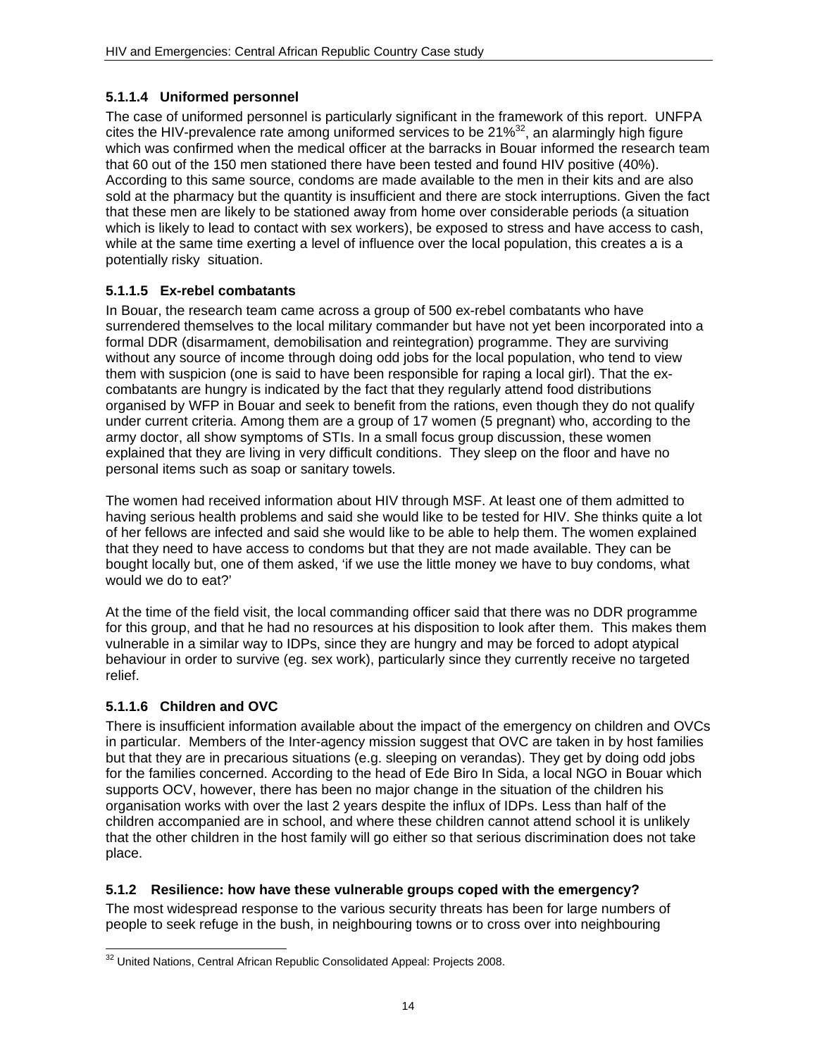#### 5.1.1.4 Uniformed personnel

The case of uniformed personnel is particularly significant in the framework of this report. UNFPA cites the HIV-prevalence rate among uniformed services to be 21%[32], an alarmingly high figure which was confirmed when the medical officer at the barracks in Bouar informed the research team that 60 out of the 150 men stationed there have been tested and found HIV positive (40%). According to this same source, condoms are made available to the men in their kits and are also sold at the pharmacy but the quantity is insufficient and there are stock interruptions. Given the fact that these men are likely to be stationed away from home over considerable periods (a situation which is likely to lead to contact with sex workers), be exposed to stress and have access to cash, while at the same time exerting a level of influence over the local population, this creates a is a potentially risky situation.

#### 5.1.1.5 Ex-rebel combatants

In Bouar, the research team came across a group of 500 ex-rebel combatants who have surrendered themselves to the local military commander but have not yet been incorporated into a formal DDR (disarmament, demobilisation and reintegration) programme. They are surviving without any source of income through doing odd jobs for the local population, who tend to view them with suspicion (one is said to have been responsible for raping a local girl). That the ex-combatants are hungry is indicated by the fact that they regularly attend food distributions organised by WFP in Bouar and seek to benefit from the rations, even though they do not qualify under current criteria. Among them are a group of 17 women (5 pregnant) who, according to the army doctor, all show symptoms of STIs. In a small focus group discussion, these women explained that they are living in very difficult conditions. They sleep on the floor and have no personal items such as soap or sanitary towels.

The women had received information about HIV through MSF. At least one of them admitted to having serious health problems and said she would like to be tested for HIV. She thinks quite a lot of her fellows are infected and said she would like to be able to help them. The women explained that they need to have access to condoms but that they are not made available. They can be bought locally but, one of them asked, 'if we use the little money we have to buy condoms, what would we do to eat?'

At the time of the field visit, the local commanding officer said that there was no DDR programme for this group, and that he had no resources at his disposition to look after them. This makes them vulnerable in a similar way to IDPs, since they are hungry and may be forced to adopt atypical behaviour in order to survive (eg. sex work), particularly since they currently receive no targeted relief.

#### 5.1.1.6 Children and OVC

There is insufficient information available about the impact of the emergency on children and OVCs in particular. Members of the Inter-agency mission suggest that OVC are taken in by host families but that they are in precarious situations (e.g. sleeping on verandas). They get by doing odd jobs for the families concerned. According to the head of Ede Biro In Sida, a local NGO in Bouar which supports OCV, however, there has been no major change in the situation of the children his organisation works with over the last 2 years despite the influx of IDPs. Less than half of the children accompanied are in school, and where these children cannot attend school it is unlikely that the other children in the host family will go either so that serious discrimination does not take place.

### 5.1.2 Resilience: how have these vulnerable groups coped with the emergency?

The most widespread response to the various security threats has been for large numbers of people to seek refuge in the bush, in neighbouring towns or to cross over into neighbouring

[32] United Nations, Central African Republic Consolidated Appeal: Projects 2008.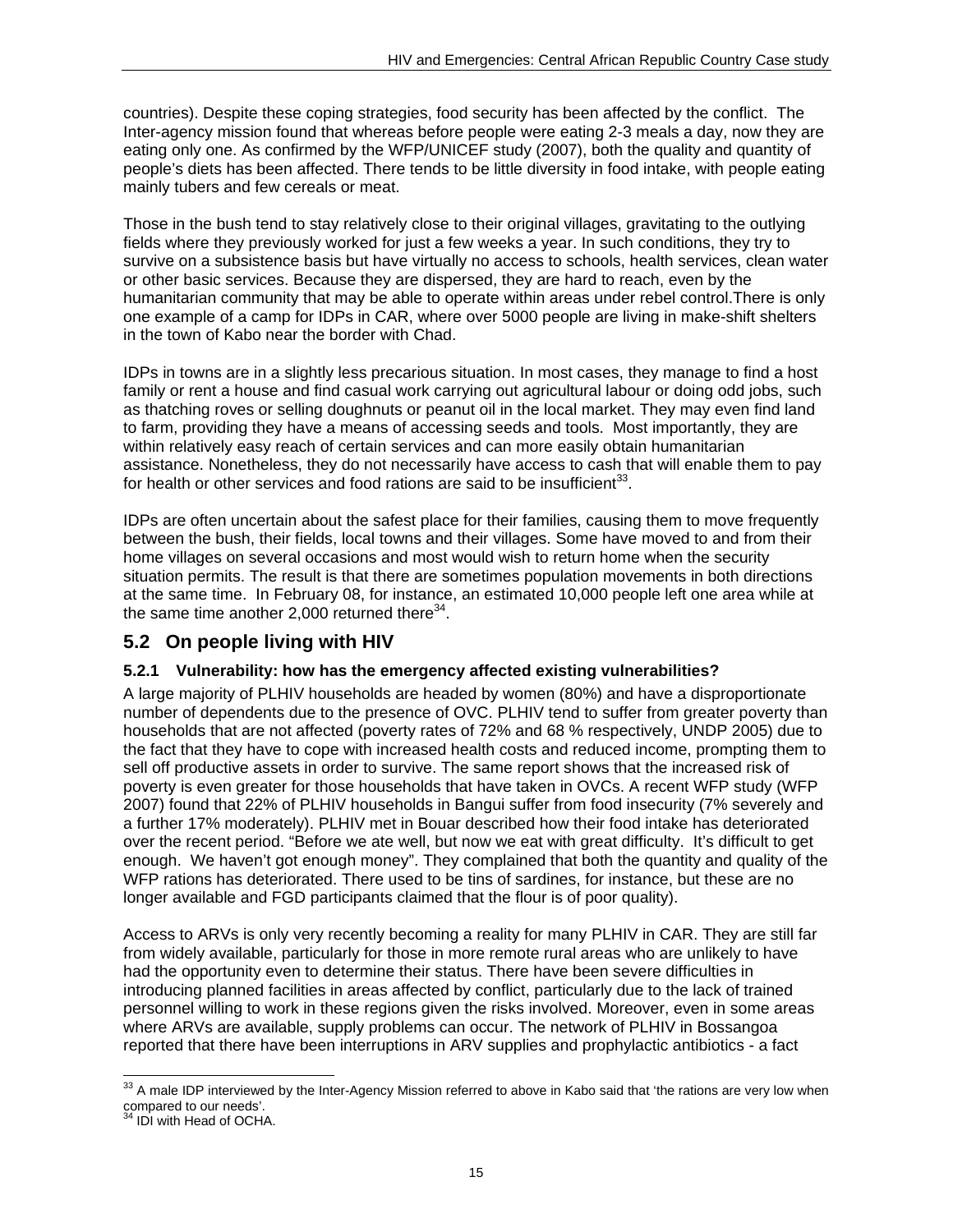countries). Despite these coping strategies, food security has been affected by the conflict. The Inter-agency mission found that whereas before people were eating 2-3 meals a day, now they are eating only one. As confirmed by the WFP/UNICEF study (2007), both the quality and quantity of people's diets has been affected. There tends to be little diversity in food intake, with people eating mainly tubers and few cereals or meat.

Those in the bush tend to stay relatively close to their original villages, gravitating to the outlying fields where they previously worked for just a few weeks a year. In such conditions, they try to survive on a subsistence basis but have virtually no access to schools, health services, clean water or other basic services. Because they are dispersed, they are hard to reach, even by the humanitarian community that may be able to operate within areas under rebel control.There is only one example of a camp for IDPs in CAR, where over 5000 people are living in make-shift shelters in the town of Kabo near the border with Chad.

IDPs in towns are in a slightly less precarious situation. In most cases, they manage to find a host family or rent a house and find casual work carrying out agricultural labour or doing odd jobs, such as thatching roves or selling doughnuts or peanut oil in the local market. They may even find land to farm, providing they have a means of accessing seeds and tools. Most importantly, they are within relatively easy reach of certain services and can more easily obtain humanitarian assistance. Nonetheless, they do not necessarily have access to cash that will enable them to pay for health or other services and food rations are said to be insufficient[33].

IDPs are often uncertain about the safest place for their families, causing them to move frequently between the bush, their fields, local towns and their villages. Some have moved to and from their home villages on several occasions and most would wish to return home when the security situation permits. The result is that there are sometimes population movements in both directions at the same time. In February 08, for instance, an estimated 10,000 people left one area while at the same time another 2,000 returned there[34].

## 5.2 On people living with HIV

### 5.2.1 Vulnerability: how has the emergency affected existing vulnerabilities?

A large majority of PLHIV households are headed by women (80%) and have a disproportionate number of dependents due to the presence of OVC. PLHIV tend to suffer from greater poverty than households that are not affected (poverty rates of 72% and 68 % respectively, UNDP 2005) due to the fact that they have to cope with increased health costs and reduced income, prompting them to sell off productive assets in order to survive. The same report shows that the increased risk of poverty is even greater for those households that have taken in OVCs. A recent WFP study (WFP 2007) found that 22% of PLHIV households in Bangui suffer from food insecurity (7% severely and a further 17% moderately). PLHIV met in Bouar described how their food intake has deteriorated over the recent period. "Before we ate well, but now we eat with great difficulty. It's difficult to get enough. We haven't got enough money". They complained that both the quantity and quality of the WFP rations has deteriorated. There used to be tins of sardines, for instance, but these are no longer available and FGD participants claimed that the flour is of poor quality).

Access to ARVs is only very recently becoming a reality for many PLHIV in CAR. They are still far from widely available, particularly for those in more remote rural areas who are unlikely to have had the opportunity even to determine their status. There have been severe difficulties in introducing planned facilities in areas affected by conflict, particularly due to the lack of trained personnel willing to work in these regions given the risks involved. Moreover, even in some areas where ARVs are available, supply problems can occur. The network of PLHIV in Bossangoa reported that there have been interruptions in ARV supplies and prophylactic antibiotics - a fact

---

[33] A male IDP interviewed by the Inter-Agency Mission referred to above in Kabo said that 'the rations are very low when compared to our needs'.

[34] IDI with Head of OCHA.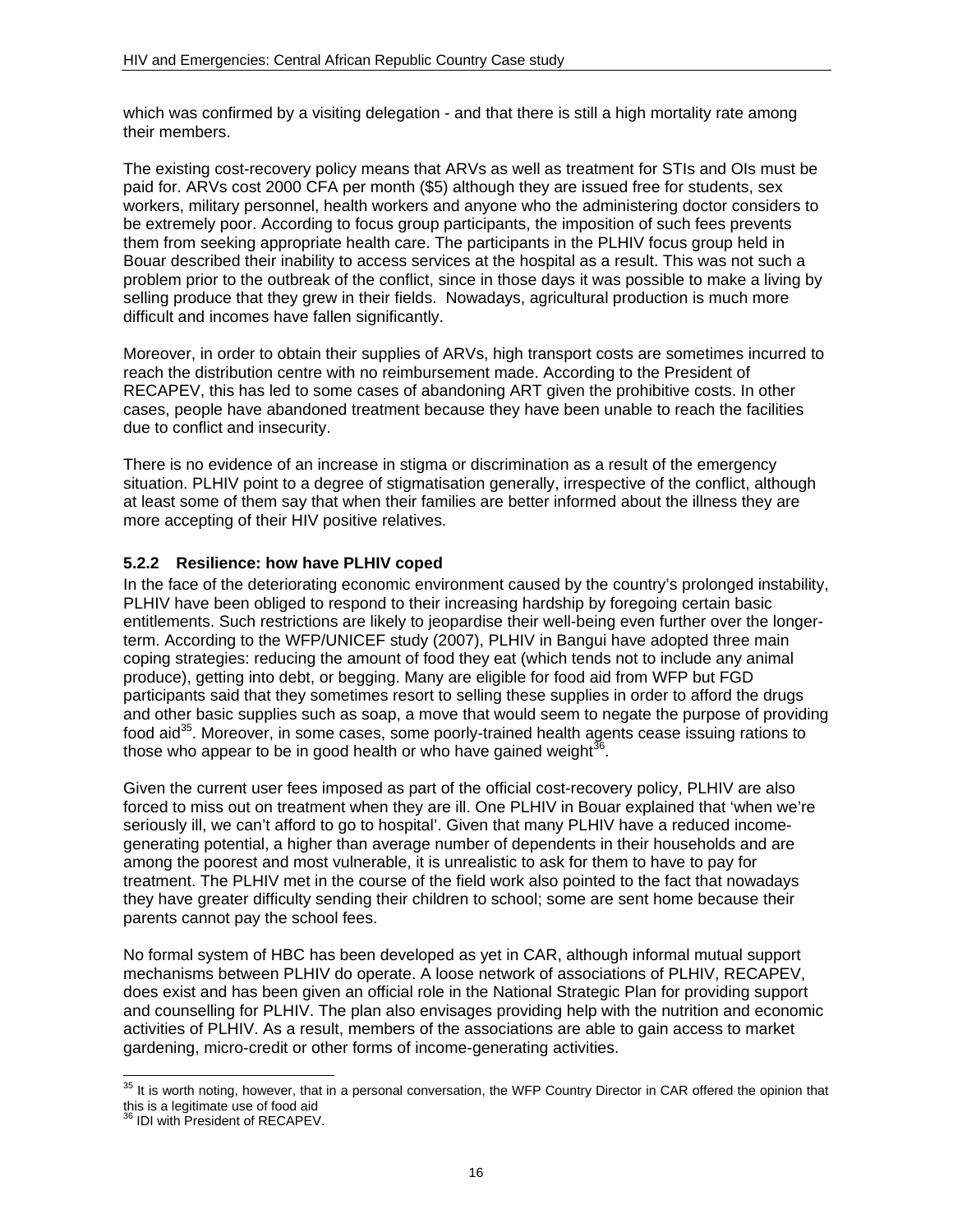which was confirmed by a visiting delegation - and that there is still a high mortality rate among their members.

The existing cost-recovery policy means that ARVs as well as treatment for STIs and OIs must be paid for. ARVs cost 2000 CFA per month ($5) although they are issued free for students, sex workers, military personnel, health workers and anyone who the administering doctor considers to be extremely poor. According to focus group participants, the imposition of such fees prevents them from seeking appropriate health care. The participants in the PLHIV focus group held in Bouar described their inability to access services at the hospital as a result. This was not such a problem prior to the outbreak of the conflict, since in those days it was possible to make a living by selling produce that they grew in their fields. Nowadays, agricultural production is much more difficult and incomes have fallen significantly.

Moreover, in order to obtain their supplies of ARVs, high transport costs are sometimes incurred to reach the distribution centre with no reimbursement made. According to the President of RECAPEV, this has led to some cases of abandoning ART given the prohibitive costs. In other cases, people have abandoned treatment because they have been unable to reach the facilities due to conflict and insecurity.

There is no evidence of an increase in stigma or discrimination as a result of the emergency situation. PLHIV point to a degree of stigmatisation generally, irrespective of the conflict, although at least some of them say that when their families are better informed about the illness they are more accepting of their HIV positive relatives.

### 5.2.2 Resilience: how have PLHIV coped

In the face of the deteriorating economic environment caused by the country's prolonged instability, PLHIV have been obliged to respond to their increasing hardship by foregoing certain basic entitlements. Such restrictions are likely to jeopardise their well-being even further over the longer-term. According to the WFP/UNICEF study (2007), PLHIV in Bangui have adopted three main coping strategies: reducing the amount of food they eat (which tends not to include any animal produce), getting into debt, or begging. Many are eligible for food aid from WFP but FGD participants said that they sometimes resort to selling these supplies in order to afford the drugs and other basic supplies such as soap, a move that would seem to negate the purpose of providing food aid[35]. Moreover, in some cases, some poorly-trained health agents cease issuing rations to those who appear to be in good health or who have gained weight[36].

Given the current user fees imposed as part of the official cost-recovery policy, PLHIV are also forced to miss out on treatment when they are ill. One PLHIV in Bouar explained that 'when we're seriously ill, we can't afford to go to hospital'. Given that many PLHIV have a reduced income-generating potential, a higher than average number of dependents in their households and are among the poorest and most vulnerable, it is unrealistic to ask for them to have to pay for treatment. The PLHIV met in the course of the field work also pointed to the fact that nowadays they have greater difficulty sending their children to school; some are sent home because their parents cannot pay the school fees.

No formal system of HBC has been developed as yet in CAR, although informal mutual support mechanisms between PLHIV do operate. A loose network of associations of PLHIV, RECAPEV, does exist and has been given an official role in the National Strategic Plan for providing support and counselling for PLHIV. The plan also envisages providing help with the nutrition and economic activities of PLHIV. As a result, members of the associations are able to gain access to market gardening, micro-credit or other forms of income-generating activities.

---

[35] It is worth noting, however, that in a personal conversation, the WFP Country Director in CAR offered the opinion that this is a legitimate use of food aid

[36] IDI with President of RECAPEV.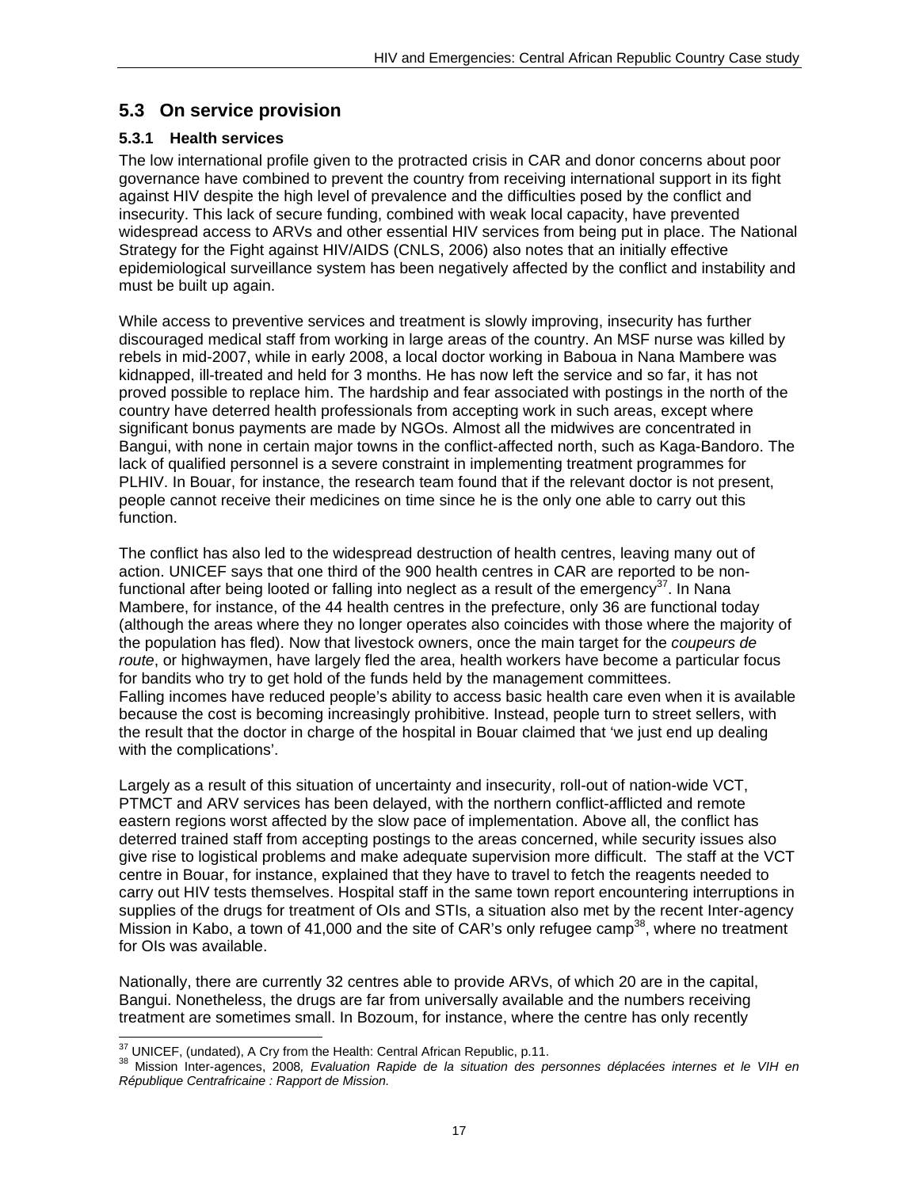## 5.3 On service provision

### 5.3.1 Health services

The low international profile given to the protracted crisis in CAR and donor concerns about poor governance have combined to prevent the country from receiving international support in its fight against HIV despite the high level of prevalence and the difficulties posed by the conflict and insecurity. This lack of secure funding, combined with weak local capacity, have prevented widespread access to ARVs and other essential HIV services from being put in place. The National Strategy for the Fight against HIV/AIDS (CNLS, 2006) also notes that an initially effective epidemiological surveillance system has been negatively affected by the conflict and instability and must be built up again.

While access to preventive services and treatment is slowly improving, insecurity has further discouraged medical staff from working in large areas of the country. An MSF nurse was killed by rebels in mid-2007, while in early 2008, a local doctor working in Baboua in Nana Mambere was kidnapped, ill-treated and held for 3 months. He has now left the service and so far, it has not proved possible to replace him. The hardship and fear associated with postings in the north of the country have deterred health professionals from accepting work in such areas, except where significant bonus payments are made by NGOs. Almost all the midwives are concentrated in Bangui, with none in certain major towns in the conflict-affected north, such as Kaga-Bandoro. The lack of qualified personnel is a severe constraint in implementing treatment programmes for PLHIV. In Bouar, for instance, the research team found that if the relevant doctor is not present, people cannot receive their medicines on time since he is the only one able to carry out this function.

The conflict has also led to the widespread destruction of health centres, leaving many out of action. UNICEF says that one third of the 900 health centres in CAR are reported to be non-functional after being looted or falling into neglect as a result of the emergency[37]. In Nana Mambere, for instance, of the 44 health centres in the prefecture, only 36 are functional today (although the areas where they no longer operates also coincides with those where the majority of the population has fled). Now that livestock owners, once the main target for the *coupeurs de route*, or highwaymen, have largely fled the area, health workers have become a particular focus for bandits who try to get hold of the funds held by the management committees.
Falling incomes have reduced people's ability to access basic health care even when it is available because the cost is becoming increasingly prohibitive. Instead, people turn to street sellers, with the result that the doctor in charge of the hospital in Bouar claimed that 'we just end up dealing with the complications'.

Largely as a result of this situation of uncertainty and insecurity, roll-out of nation-wide VCT, PTMCT and ARV services has been delayed, with the northern conflict-afflicted and remote eastern regions worst affected by the slow pace of implementation. Above all, the conflict has deterred trained staff from accepting postings to the areas concerned, while security issues also give rise to logistical problems and make adequate supervision more difficult. The staff at the VCT centre in Bouar, for instance, explained that they have to travel to fetch the reagents needed to carry out HIV tests themselves. Hospital staff in the same town report encountering interruptions in supplies of the drugs for treatment of OIs and STIs, a situation also met by the recent Inter-agency Mission in Kabo, a town of 41,000 and the site of CAR's only refugee camp[38], where no treatment for OIs was available.

Nationally, there are currently 32 centres able to provide ARVs, of which 20 are in the capital, Bangui. Nonetheless, the drugs are far from universally available and the numbers receiving treatment are sometimes small. In Bozoum, for instance, where the centre has only recently

---

[37] UNICEF, (undated), A Cry from the Health: Central African Republic, p.11.

[38] Mission Inter-agences, 2008, *Evaluation Rapide de la situation des personnes déplacées internes et le VIH en République Centrafricaine : Rapport de Mission.*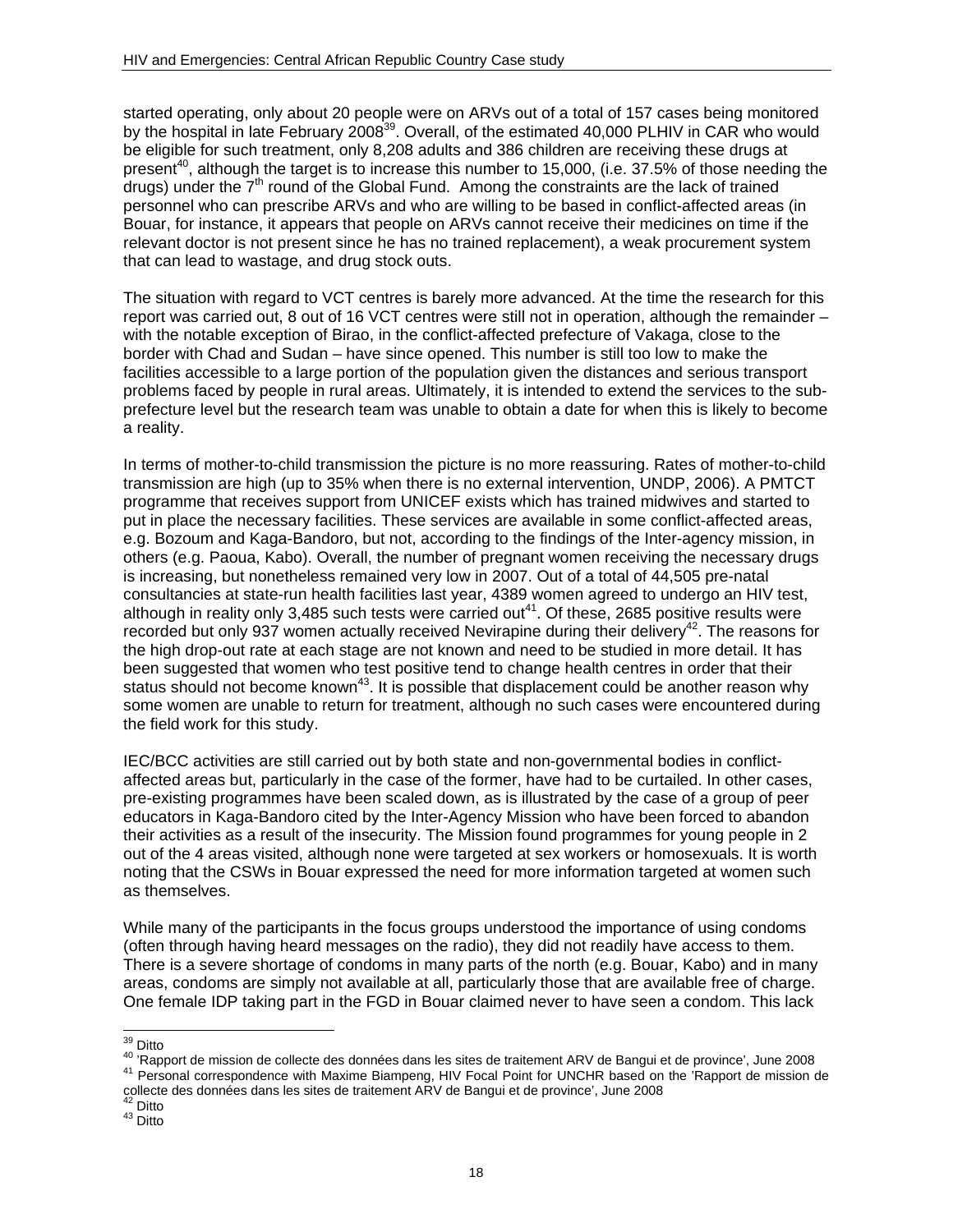started operating, only about 20 people were on ARVs out of a total of 157 cases being monitored by the hospital in late February 2008[39]. Overall, of the estimated 40,000 PLHIV in CAR who would be eligible for such treatment, only 8,208 adults and 386 children are receiving these drugs at present[40], although the target is to increase this number to 15,000, (i.e. 37.5% of those needing the drugs) under the 7th round of the Global Fund. Among the constraints are the lack of trained personnel who can prescribe ARVs and who are willing to be based in conflict-affected areas (in Bouar, for instance, it appears that people on ARVs cannot receive their medicines on time if the relevant doctor is not present since he has no trained replacement), a weak procurement system that can lead to wastage, and drug stock outs.

The situation with regard to VCT centres is barely more advanced. At the time the research for this report was carried out, 8 out of 16 VCT centres were still not in operation, although the remainder – with the notable exception of Birao, in the conflict-affected prefecture of Vakaga, close to the border with Chad and Sudan – have since opened. This number is still too low to make the facilities accessible to a large portion of the population given the distances and serious transport problems faced by people in rural areas. Ultimately, it is intended to extend the services to the sub-prefecture level but the research team was unable to obtain a date for when this is likely to become a reality.

In terms of mother-to-child transmission the picture is no more reassuring. Rates of mother-to-child transmission are high (up to 35% when there is no external intervention, UNDP, 2006). A PMTCT programme that receives support from UNICEF exists which has trained midwives and started to put in place the necessary facilities. These services are available in some conflict-affected areas, e.g. Bozoum and Kaga-Bandoro, but not, according to the findings of the Inter-agency mission, in others (e.g. Paoua, Kabo). Overall, the number of pregnant women receiving the necessary drugs is increasing, but nonetheless remained very low in 2007. Out of a total of 44,505 pre-natal consultancies at state-run health facilities last year, 4389 women agreed to undergo an HIV test, although in reality only 3,485 such tests were carried out[41]. Of these, 2685 positive results were recorded but only 937 women actually received Nevirapine during their delivery[42]. The reasons for the high drop-out rate at each stage are not known and need to be studied in more detail. It has been suggested that women who test positive tend to change health centres in order that their status should not become known[43]. It is possible that displacement could be another reason why some women are unable to return for treatment, although no such cases were encountered during the field work for this study.

IEC/BCC activities are still carried out by both state and non-governmental bodies in conflict-affected areas but, particularly in the case of the former, have had to be curtailed. In other cases, pre-existing programmes have been scaled down, as is illustrated by the case of a group of peer educators in Kaga-Bandoro cited by the Inter-Agency Mission who have been forced to abandon their activities as a result of the insecurity. The Mission found programmes for young people in 2 out of the 4 areas visited, although none were targeted at sex workers or homosexuals. It is worth noting that the CSWs in Bouar expressed the need for more information targeted at women such as themselves.

While many of the participants in the focus groups understood the importance of using condoms (often through having heard messages on the radio), they did not readily have access to them. There is a severe shortage of condoms in many parts of the north (e.g. Bouar, Kabo) and in many areas, condoms are simply not available at all, particularly those that are available free of charge. One female IDP taking part in the FGD in Bouar claimed never to have seen a condom. This lack

---

[39] Ditto

[40] 'Rapport de mission de collecte des données dans les sites de traitement ARV de Bangui et de province', June 2008

[41] Personal correspondence with Maxime Biampeng, HIV Focal Point for UNCHR based on the 'Rapport de mission de collecte des données dans les sites de traitement ARV de Bangui et de province', June 2008

[42] Ditto

[43] Ditto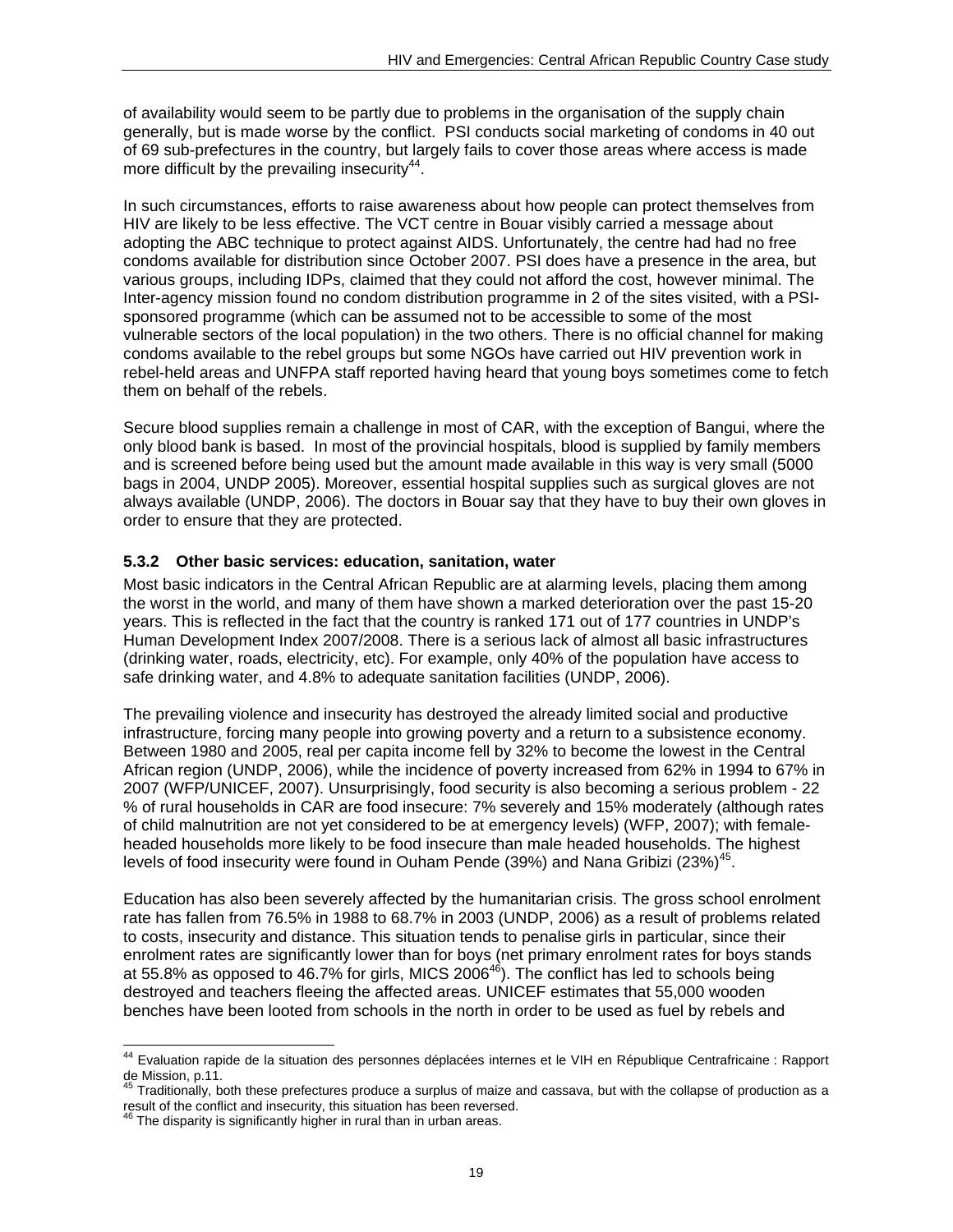of availability would seem to be partly due to problems in the organisation of the supply chain generally, but is made worse by the conflict. PSI conducts social marketing of condoms in 40 out of 69 sub-prefectures in the country, but largely fails to cover those areas where access is made more difficult by the prevailing insecurity[44].

In such circumstances, efforts to raise awareness about how people can protect themselves from HIV are likely to be less effective. The VCT centre in Bouar visibly carried a message about adopting the ABC technique to protect against AIDS. Unfortunately, the centre had had no free condoms available for distribution since October 2007. PSI does have a presence in the area, but various groups, including IDPs, claimed that they could not afford the cost, however minimal. The Inter-agency mission found no condom distribution programme in 2 of the sites visited, with a PSI-sponsored programme (which can be assumed not to be accessible to some of the most vulnerable sectors of the local population) in the two others. There is no official channel for making condoms available to the rebel groups but some NGOs have carried out HIV prevention work in rebel-held areas and UNFPA staff reported having heard that young boys sometimes come to fetch them on behalf of the rebels.

Secure blood supplies remain a challenge in most of CAR, with the exception of Bangui, where the only blood bank is based. In most of the provincial hospitals, blood is supplied by family members and is screened before being used but the amount made available in this way is very small (5000 bags in 2004, UNDP 2005). Moreover, essential hospital supplies such as surgical gloves are not always available (UNDP, 2006). The doctors in Bouar say that they have to buy their own gloves in order to ensure that they are protected.

### 5.3.2 Other basic services: education, sanitation, water

Most basic indicators in the Central African Republic are at alarming levels, placing them among the worst in the world, and many of them have shown a marked deterioration over the past 15-20 years. This is reflected in the fact that the country is ranked 171 out of 177 countries in UNDP's Human Development Index 2007/2008. There is a serious lack of almost all basic infrastructures (drinking water, roads, electricity, etc). For example, only 40% of the population have access to safe drinking water, and 4.8% to adequate sanitation facilities (UNDP, 2006).

The prevailing violence and insecurity has destroyed the already limited social and productive infrastructure, forcing many people into growing poverty and a return to a subsistence economy. Between 1980 and 2005, real per capita income fell by 32% to become the lowest in the Central African region (UNDP, 2006), while the incidence of poverty increased from 62% in 1994 to 67% in 2007 (WFP/UNICEF, 2007). Unsurprisingly, food security is also becoming a serious problem - 22 % of rural households in CAR are food insecure: 7% severely and 15% moderately (although rates of child malnutrition are not yet considered to be at emergency levels) (WFP, 2007); with female-headed households more likely to be food insecure than male headed households. The highest levels of food insecurity were found in Ouham Pende (39%) and Nana Gribizi (23%)[45].

Education has also been severely affected by the humanitarian crisis. The gross school enrolment rate has fallen from 76.5% in 1988 to 68.7% in 2003 (UNDP, 2006) as a result of problems related to costs, insecurity and distance. This situation tends to penalise girls in particular, since their enrolment rates are significantly lower than for boys (net primary enrolment rates for boys stands at 55.8% as opposed to 46.7% for girls, MICS 2006[46]). The conflict has led to schools being destroyed and teachers fleeing the affected areas. UNICEF estimates that 55,000 wooden benches have been looted from schools in the north in order to be used as fuel by rebels and

---

[44] Evaluation rapide de la situation des personnes déplacées internes et le VIH en République Centrafricaine : Rapport de Mission, p.11.

[45] Traditionally, both these prefectures produce a surplus of maize and cassava, but with the collapse of production as a result of the conflict and insecurity, this situation has been reversed.

[46] The disparity is significantly higher in rural than in urban areas.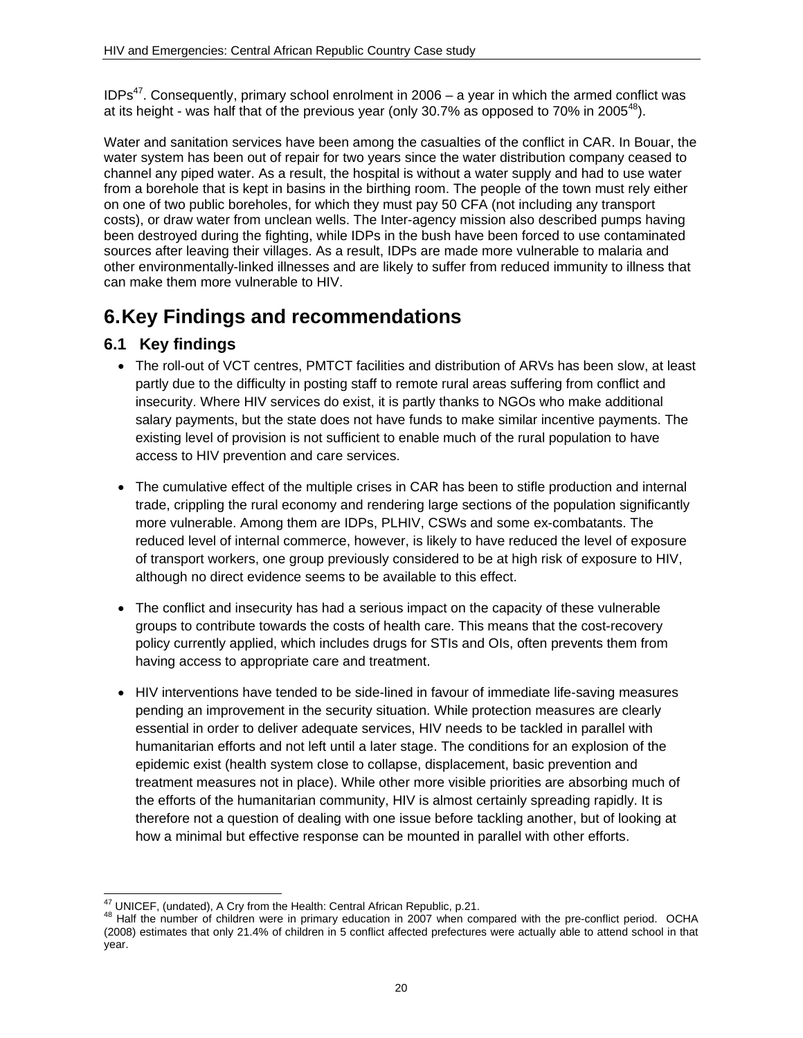IDPs[47]. Consequently, primary school enrolment in 2006 – a year in which the armed conflict was at its height - was half that of the previous year (only 30.7% as opposed to 70% in 2005[48]).

Water and sanitation services have been among the casualties of the conflict in CAR. In Bouar, the water system has been out of repair for two years since the water distribution company ceased to channel any piped water. As a result, the hospital is without a water supply and had to use water from a borehole that is kept in basins in the birthing room. The people of the town must rely either on one of two public boreholes, for which they must pay 50 CFA (not including any transport costs), or draw water from unclean wells. The Inter-agency mission also described pumps having been destroyed during the fighting, while IDPs in the bush have been forced to use contaminated sources after leaving their villages. As a result, IDPs are made more vulnerable to malaria and other environmentally-linked illnesses and are likely to suffer from reduced immunity to illness that can make them more vulnerable to HIV.

# 6. Key Findings and recommendations

## 6.1 Key findings

- The roll-out of VCT centres, PMTCT facilities and distribution of ARVs has been slow, at least partly due to the difficulty in posting staff to remote rural areas suffering from conflict and insecurity. Where HIV services do exist, it is partly thanks to NGOs who make additional salary payments, but the state does not have funds to make similar incentive payments. The existing level of provision is not sufficient to enable much of the rural population to have access to HIV prevention and care services.

- The cumulative effect of the multiple crises in CAR has been to stifle production and internal trade, crippling the rural economy and rendering large sections of the population significantly more vulnerable. Among them are IDPs, PLHIV, CSWs and some ex-combatants. The reduced level of internal commerce, however, is likely to have reduced the level of exposure of transport workers, one group previously considered to be at high risk of exposure to HIV, although no direct evidence seems to be available to this effect.

- The conflict and insecurity has had a serious impact on the capacity of these vulnerable groups to contribute towards the costs of health care. This means that the cost-recovery policy currently applied, which includes drugs for STIs and OIs, often prevents them from having access to appropriate care and treatment.

- HIV interventions have tended to be side-lined in favour of immediate life-saving measures pending an improvement in the security situation. While protection measures are clearly essential in order to deliver adequate services, HIV needs to be tackled in parallel with humanitarian efforts and not left until a later stage. The conditions for an explosion of the epidemic exist (health system close to collapse, displacement, basic prevention and treatment measures not in place). While other more visible priorities are absorbing much of the efforts of the humanitarian community, HIV is almost certainly spreading rapidly. It is therefore not a question of dealing with one issue before tackling another, but of looking at how a minimal but effective response can be mounted in parallel with other efforts.

---

[47] UNICEF, (undated), A Cry from the Health: Central African Republic, p.21.

[48] Half the number of children were in primary education in 2007 when compared with the pre-conflict period. OCHA (2008) estimates that only 21.4% of children in 5 conflict affected prefectures were actually able to attend school in that year.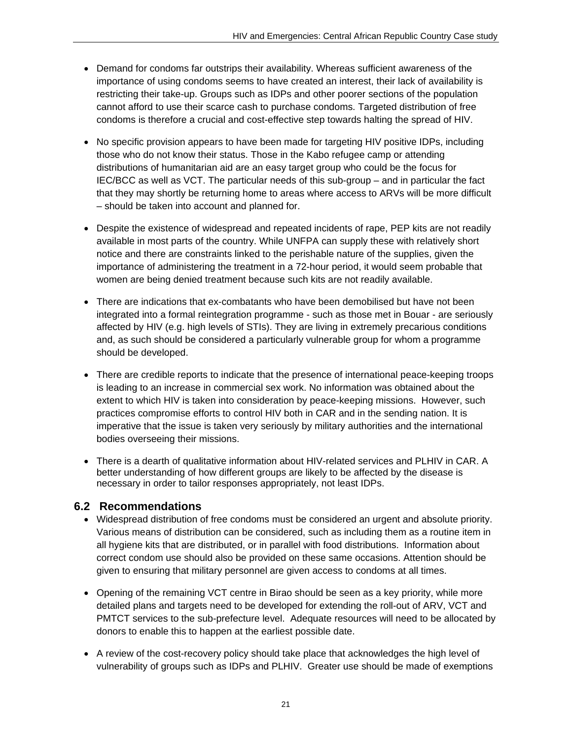- Demand for condoms far outstrips their availability. Whereas sufficient awareness of the importance of using condoms seems to have created an interest, their lack of availability is restricting their take-up. Groups such as IDPs and other poorer sections of the population cannot afford to use their scarce cash to purchase condoms. Targeted distribution of free condoms is therefore a crucial and cost-effective step towards halting the spread of HIV.

- No specific provision appears to have been made for targeting HIV positive IDPs, including those who do not know their status. Those in the Kabo refugee camp or attending distributions of humanitarian aid are an easy target group who could be the focus for IEC/BCC as well as VCT. The particular needs of this sub-group – and in particular the fact that they may shortly be returning home to areas where access to ARVs will be more difficult – should be taken into account and planned for.

- Despite the existence of widespread and repeated incidents of rape, PEP kits are not readily available in most parts of the country. While UNFPA can supply these with relatively short notice and there are constraints linked to the perishable nature of the supplies, given the importance of administering the treatment in a 72-hour period, it would seem probable that women are being denied treatment because such kits are not readily available.

- There are indications that ex-combatants who have been demobilised but have not been integrated into a formal reintegration programme - such as those met in Bouar - are seriously affected by HIV (e.g. high levels of STIs). They are living in extremely precarious conditions and, as such should be considered a particularly vulnerable group for whom a programme should be developed.

- There are credible reports to indicate that the presence of international peace-keeping troops is leading to an increase in commercial sex work. No information was obtained about the extent to which HIV is taken into consideration by peace-keeping missions. However, such practices compromise efforts to control HIV both in CAR and in the sending nation. It is imperative that the issue is taken very seriously by military authorities and the international bodies overseeing their missions.

- There is a dearth of qualitative information about HIV-related services and PLHIV in CAR. A better understanding of how different groups are likely to be affected by the disease is necessary in order to tailor responses appropriately, not least IDPs.

## 6.2 Recommendations

- Widespread distribution of free condoms must be considered an urgent and absolute priority. Various means of distribution can be considered, such as including them as a routine item in all hygiene kits that are distributed, or in parallel with food distributions. Information about correct condom use should also be provided on these same occasions. Attention should be given to ensuring that military personnel are given access to condoms at all times.

- Opening of the remaining VCT centre in Birao should be seen as a key priority, while more detailed plans and targets need to be developed for extending the roll-out of ARV, VCT and PMTCT services to the sub-prefecture level. Adequate resources will need to be allocated by donors to enable this to happen at the earliest possible date.

- A review of the cost-recovery policy should take place that acknowledges the high level of vulnerability of groups such as IDPs and PLHIV. Greater use should be made of exemptions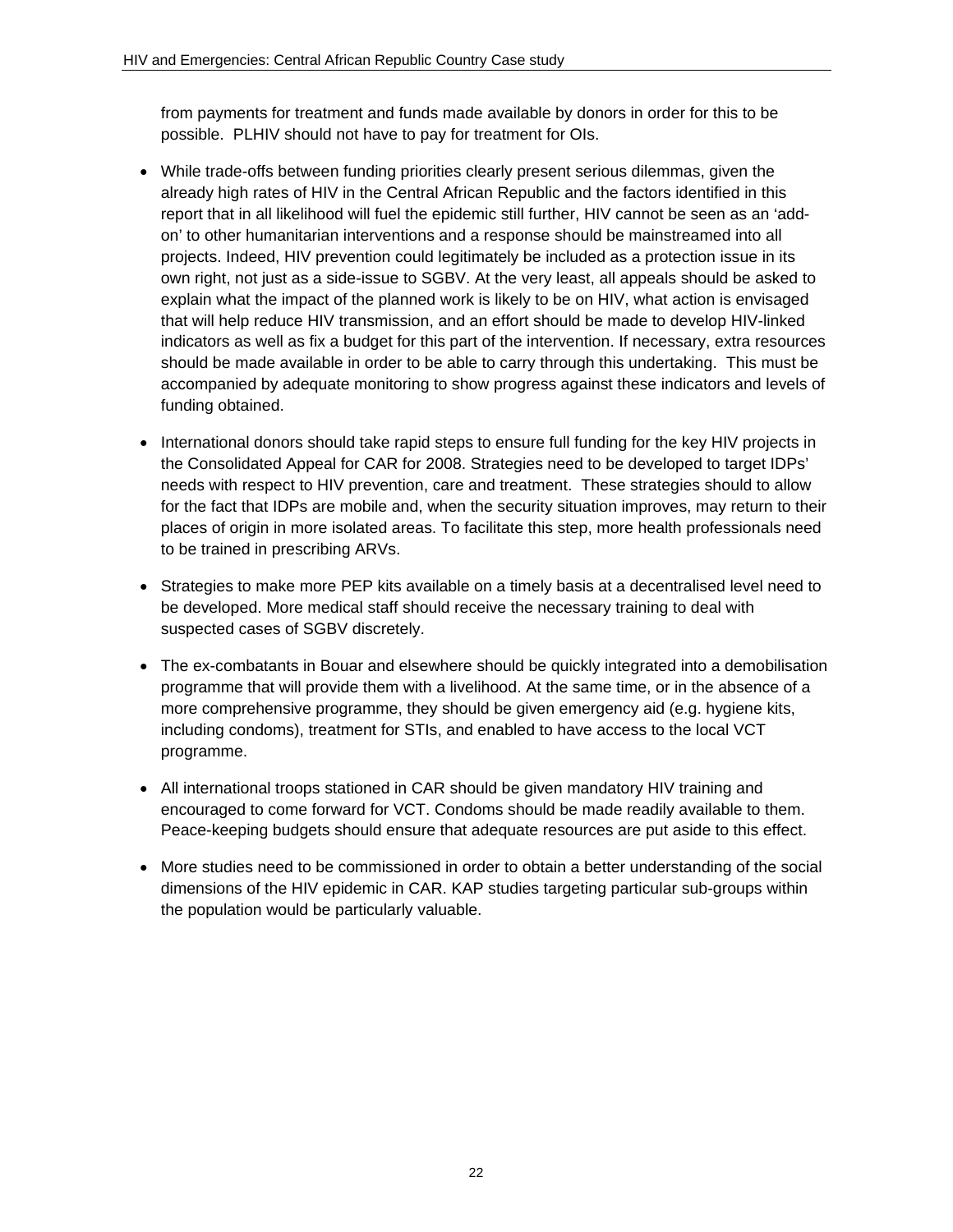from payments for treatment and funds made available by donors in order for this to be possible. PLHIV should not have to pay for treatment for OIs.

- While trade-offs between funding priorities clearly present serious dilemmas, given the already high rates of HIV in the Central African Republic and the factors identified in this report that in all likelihood will fuel the epidemic still further, HIV cannot be seen as an 'add-on' to other humanitarian interventions and a response should be mainstreamed into all projects. Indeed, HIV prevention could legitimately be included as a protection issue in its own right, not just as a side-issue to SGBV. At the very least, all appeals should be asked to explain what the impact of the planned work is likely to be on HIV, what action is envisaged that will help reduce HIV transmission, and an effort should be made to develop HIV-linked indicators as well as fix a budget for this part of the intervention. If necessary, extra resources should be made available in order to be able to carry through this undertaking. This must be accompanied by adequate monitoring to show progress against these indicators and levels of funding obtained.

- International donors should take rapid steps to ensure full funding for the key HIV projects in the Consolidated Appeal for CAR for 2008. Strategies need to be developed to target IDPs' needs with respect to HIV prevention, care and treatment. These strategies should to allow for the fact that IDPs are mobile and, when the security situation improves, may return to their places of origin in more isolated areas. To facilitate this step, more health professionals need to be trained in prescribing ARVs.

- Strategies to make more PEP kits available on a timely basis at a decentralised level need to be developed. More medical staff should receive the necessary training to deal with suspected cases of SGBV discretely.

- The ex-combatants in Bouar and elsewhere should be quickly integrated into a demobilisation programme that will provide them with a livelihood. At the same time, or in the absence of a more comprehensive programme, they should be given emergency aid (e.g. hygiene kits, including condoms), treatment for STIs, and enabled to have access to the local VCT programme.

- All international troops stationed in CAR should be given mandatory HIV training and encouraged to come forward for VCT. Condoms should be made readily available to them. Peace-keeping budgets should ensure that adequate resources are put aside to this effect.

- More studies need to be commissioned in order to obtain a better understanding of the social dimensions of the HIV epidemic in CAR. KAP studies targeting particular sub-groups within the population would be particularly valuable.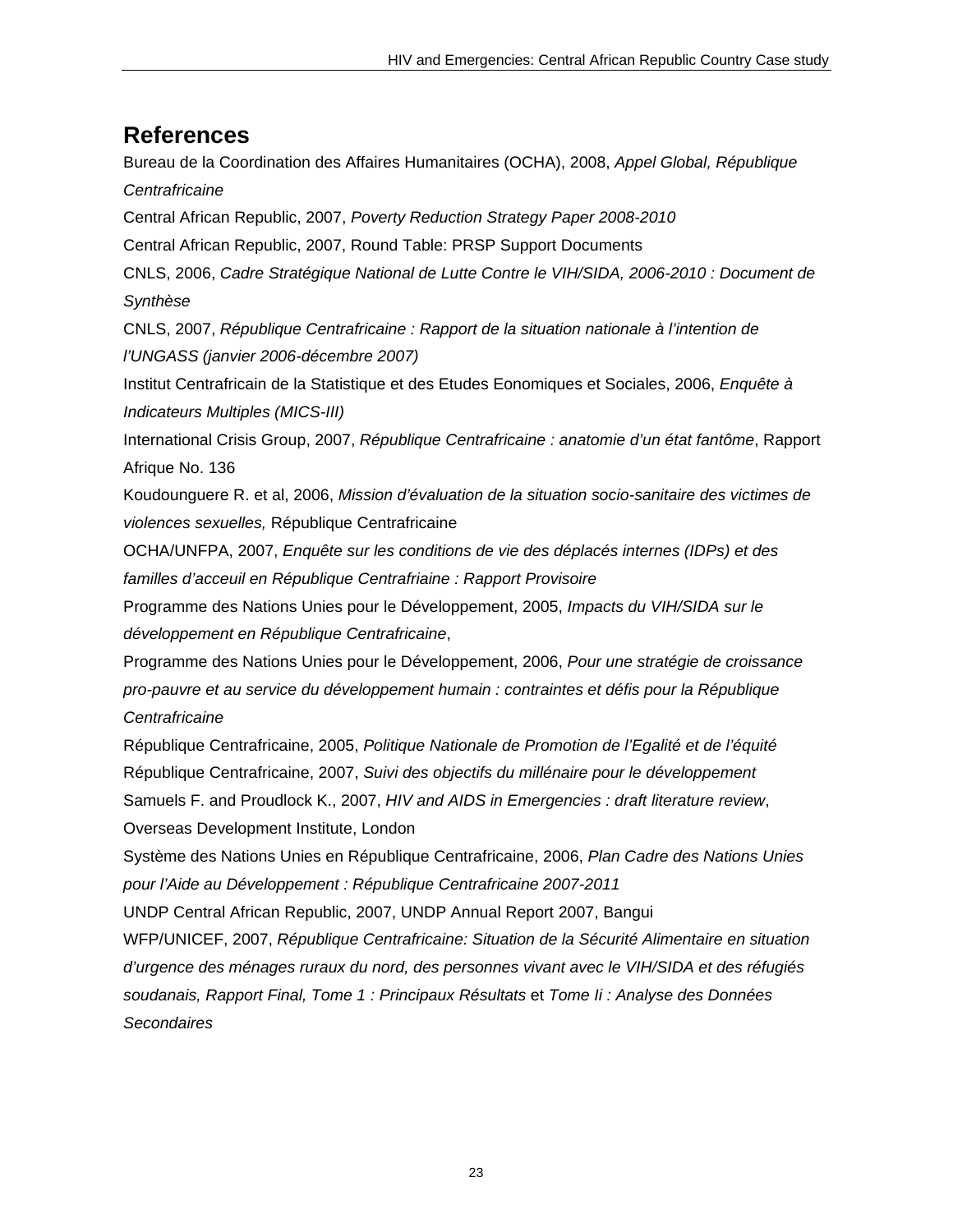## References

Bureau de la Coordination des Affaires Humanitaires (OCHA), 2008, *Appel Global, République Centrafricaine*

Central African Republic, 2007, *Poverty Reduction Strategy Paper 2008-2010*

Central African Republic, 2007, Round Table: PRSP Support Documents

CNLS, 2006, *Cadre Stratégique National de Lutte Contre le VIH/SIDA, 2006-2010 : Document de Synthèse*

CNLS, 2007, *République Centrafricaine : Rapport de la situation nationale à l'intention de l'UNGASS (janvier 2006-décembre 2007)*

Institut Centrafricain de la Statistique et des Etudes Eonomiques et Sociales, 2006, *Enquête à Indicateurs Multiples (MICS-III)*

International Crisis Group, 2007, *République Centrafricaine : anatomie d'un état fantôme*, Rapport Afrique No. 136

Koudounguere R. et al, 2006, *Mission d'évaluation de la situation socio-sanitaire des victimes de violences sexuelles,* République Centrafricaine

OCHA/UNFPA, 2007, *Enquête sur les conditions de vie des déplacés internes (IDPs) et des familles d'acceuil en République Centrafriaine : Rapport Provisoire*

Programme des Nations Unies pour le Développement, 2005, *Impacts du VIH/SIDA sur le développement en République Centrafricaine*,

Programme des Nations Unies pour le Développement, 2006, *Pour une stratégie de croissance pro-pauvre et au service du développement humain : contraintes et défis pour la République Centrafricaine*

République Centrafricaine, 2005, *Politique Nationale de Promotion de l'Egalité et de l'équité*

République Centrafricaine, 2007, *Suivi des objectifs du millénaire pour le développement*

Samuels F. and Proudlock K., 2007, *HIV and AIDS in Emergencies : draft literature review*, Overseas Development Institute, London

Système des Nations Unies en République Centrafricaine, 2006, *Plan Cadre des Nations Unies pour l'Aide au Développement : République Centrafricaine 2007-2011*

UNDP Central African Republic, 2007, UNDP Annual Report 2007, Bangui

WFP/UNICEF, 2007, *République Centrafricaine: Situation de la Sécurité Alimentaire en situation d'urgence des ménages ruraux du nord, des personnes vivant avec le VIH/SIDA et des réfugiés soudanais, Rapport Final, Tome 1 : Principaux Résultats* et *Tome Ii : Analyse des Données Secondaires*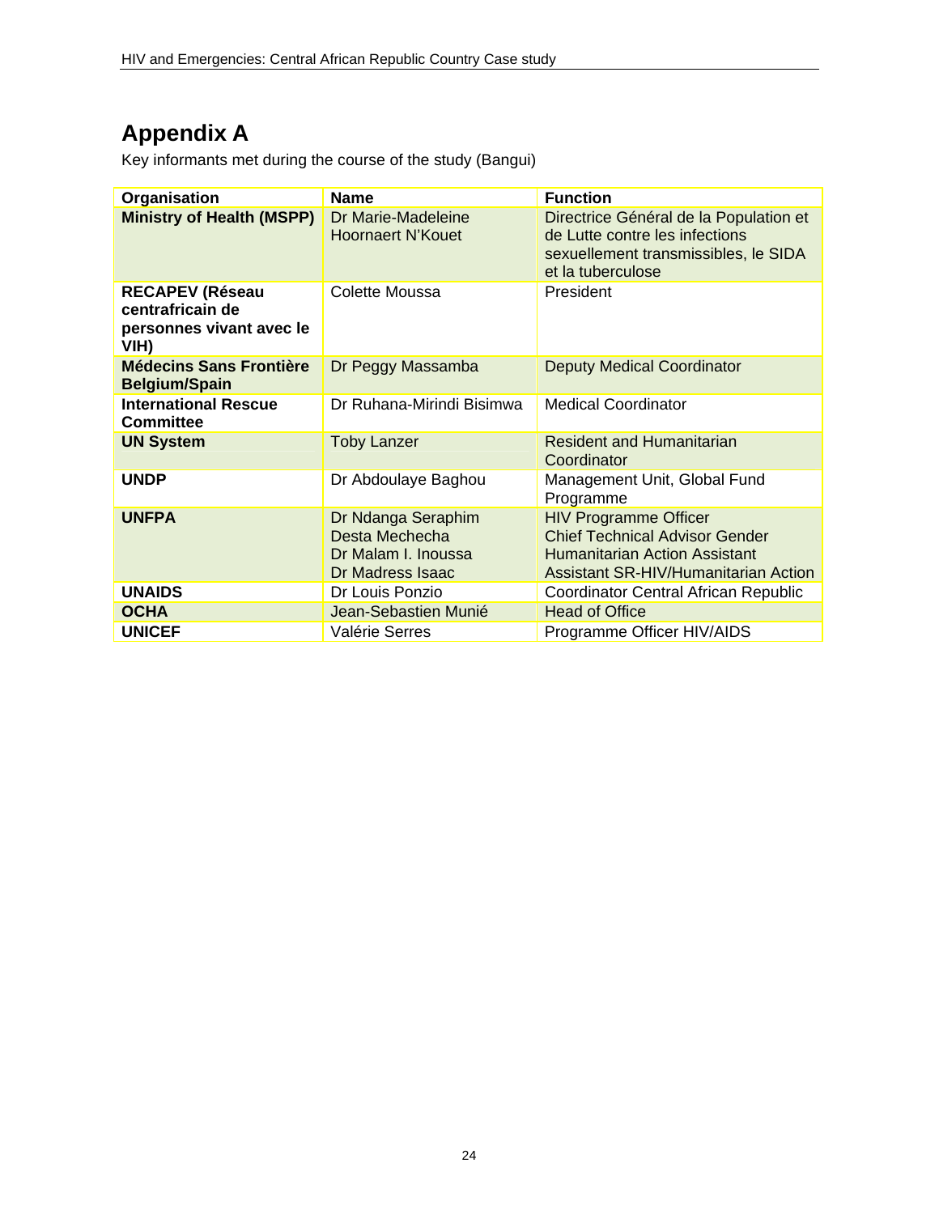# Appendix A

Key informants met during the course of the study (Bangui)

| Organisation | Name | Function |
|---|---|---|
| **Ministry of Health (MSPP)** | Dr Marie-Madeleine Hoornaert N'Kouet | Directrice Général de la Population et de Lutte contre les infections sexuellement transmissibles, le SIDA et la tuberculose |
| **RECAPEV (Réseau centrafricain de personnes vivant avec le VIH)** | Colette Moussa | President |
| **Médecins Sans Frontière Belgium/Spain** | Dr Peggy Massamba | Deputy Medical Coordinator |
| **International Rescue Committee** | Dr Ruhana-Mirindi Bisimwa | Medical Coordinator |
| **UN System** | Toby Lanzer | Resident and Humanitarian Coordinator |
| **UNDP** | Dr Abdoulaye Baghou | Management Unit, Global Fund Programme |
| **UNFPA** | Dr Ndanga Seraphim<br>Desta Mechecha<br>Dr Malam I. Inoussa<br>Dr Madress Isaac | HIV Programme Officer<br>Chief Technical Advisor Gender<br>Humanitarian Action Assistant<br>Assistant SR-HIV/Humanitarian Action |
| **UNAIDS** | Dr Louis Ponzio | Coordinator Central African Republic |
| **OCHA** | Jean-Sebastien Munié | Head of Office |
| **UNICEF** | Valérie Serres | Programme Officer HIV/AIDS |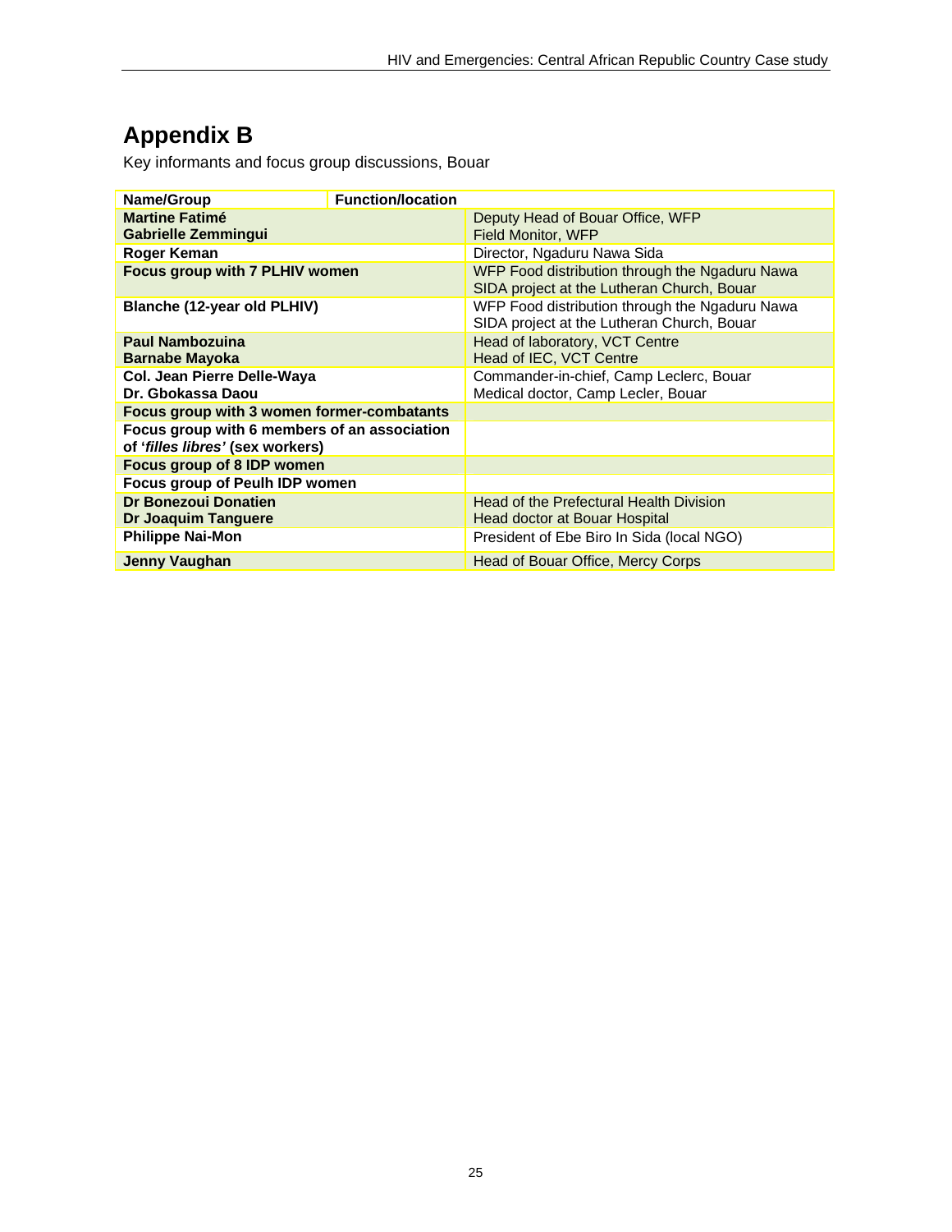# Appendix B

Key informants and focus group discussions, Bouar

| Name/Group | Function/location |
|---|---|
| **Martine Fatimé**<br>**Gabrielle Zemmingui** | Deputy Head of Bouar Office, WFP<br>Field Monitor, WFP |
| **Roger Keman** | Director, Ngaduru Nawa Sida |
| **Focus group with 7 PLHIV women** | WFP Food distribution through the Ngaduru Nawa SIDA project at the Lutheran Church, Bouar |
| **Blanche (12-year old PLHIV)** | WFP Food distribution through the Ngaduru Nawa SIDA project at the Lutheran Church, Bouar |
| **Paul Nambozuina**<br>**Barnabe Mayoka** | Head of laboratory, VCT Centre<br>Head of IEC, VCT Centre |
| **Col. Jean Pierre Delle-Waya**<br>**Dr. Gbokassa Daou** | Commander-in-chief, Camp Leclerc, Bouar<br>Medical doctor, Camp Lecler, Bouar |
| **Focus group with 3 women former-combatants** | |
| **Focus group with 6 members of an association of '*filles libres*' (sex workers)** | |
| **Focus group of 8 IDP women** | |
| **Focus group of Peulh IDP women** | |
| **Dr Bonezoui Donatien**<br>**Dr Joaquim Tanguere** | Head of the Prefectural Health Division<br>Head doctor at Bouar Hospital |
| **Philippe Nai-Mon** | President of Ebe Biro In Sida (local NGO) |
| **Jenny Vaughan** | Head of Bouar Office, Mercy Corps |